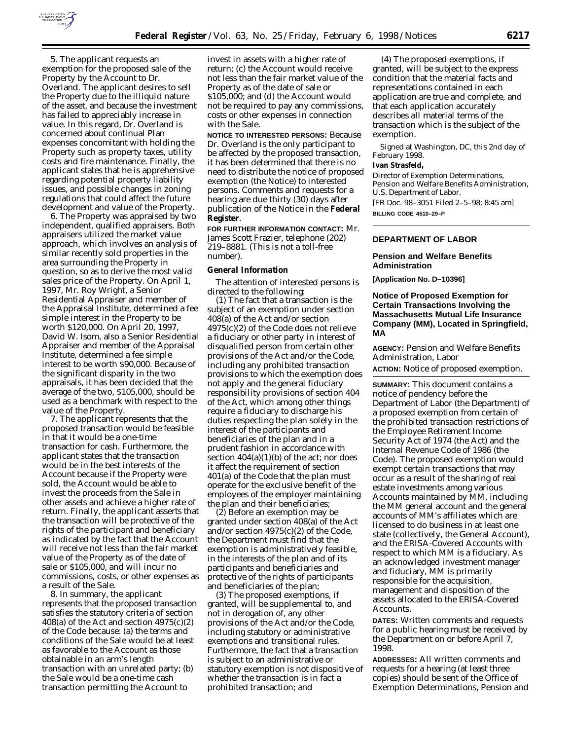5. The applicant requests an exemption for the proposed sale of the Property by the Account to Dr. Overland. The applicant desires to sell the Property due to the illiquid nature of the asset, and because the investment has failed to appreciably increase in value. In this regard, Dr. Overland is concerned about continual Plan expenses concomitant with holding the Property such as property taxes, utility costs and fire maintenance. Finally, the applicant states that he is apprehensive regarding potential property liability issues, and possible changes in zoning regulations that could affect the future development and value of the Property.

6. The Property was appraised by two independent, qualified appraisers. Both appraisers utilized the market value approach, which involves an analysis of similar recently sold properties in the area surrounding the Property in question, so as to derive the most valid sales price of the Property. On April 1, 1997, Mr. Roy Wright, a Senior Residential Appraiser and member of the Appraisal Institute, determined a fee simple interest in the Property to be worth $120,000. On April 20, 1997, David W. Isom, also a Senior Residential Appraiser and member of the Appraisal Institute, determined a fee simple interest to be worth $90,000. Because of the significant disparity in the two appraisals, it has been decided that the average of the two, $105,000, should be used as a benchmark with respect to the value of the Property.

7. The applicant represents that the proposed transaction would be feasible in that it would be a one-time transaction for cash. Furthermore, the applicant states that the transaction would be in the best interests of the Account because if the Property were sold, the Account would be able to invest the proceeds from the Sale in other assets and achieve a higher rate of return. Finally, the applicant asserts that the transaction will be protective of the rights of the participant and beneficiary as indicated by the fact that the Account will receive not less than the fair market value of the Property as of the date of sale or $105,000, and will incur no commissions, costs, or other expenses as a result of the Sale.

8. In summary, the applicant represents that the proposed transaction satisfies the statutory criteria of section 408(a) of the Act and section 4975(c)(2) of the Code because: (a) the terms and conditions of the Sale would be at least as favorable to the Account as those obtainable in an arm's length transaction with an unrelated party; (b) the Sale would be a one-time cash transaction permitting the Account to invest in assets with a higher rate of return; (c) the Account would receive not less than the fair market value of the Property as of the date of sale or $105,000; and (d) the Account would not be required to pay any commissions, costs or other expenses in connection with the Sale.

**NOTICE TO INTERESTED PERSONS:** Because Dr. Overland is the only participant to be affected by the proposed transaction, it has been determined that there is no need to distribute the notice of proposed exemption (the Notice) to interested persons. Comments and requests for a hearing are due thirty (30) days after publication of the Notice in the **Federal Register**.

**FOR FURTHER INFORMATION CONTACT:** Mr. James Scott Frazier, telephone (202) 219–8881. (This is not a toll-free number).

### General Information

The attention of interested persons is directed to the following:

(1) The fact that a transaction is the subject of an exemption under section 408(a) of the Act and/or section 4975(c)(2) of the Code does not relieve a fiduciary or other party in interest of disqualified person from certain other provisions of the Act and/or the Code, including any prohibited transaction provisions to which the exemption does not apply and the general fiduciary responsibility provisions of section 404 of the Act, which among other things require a fiduciary to discharge his duties respecting the plan solely in the interest of the participants and beneficiaries of the plan and in a prudent fashion in accordance with section 404(a)(1)(b) of the act; nor does it affect the requirement of section 401(a) of the Code that the plan must operate for the exclusive benefit of the employees of the employer maintaining the plan and their beneficiaries;

(2) Before an exemption may be granted under section 408(a) of the Act and/or section 4975(c)(2) of the Code, the Department must find that the exemption is administratively feasible, in the interests of the plan and of its participants and beneficiaries and protective of the rights of participants and beneficiaries of the plan;

(3) The proposed exemptions, if granted, will be supplemental to, and not in derogation of, any other provisions of the Act and/or the Code, including statutory or administrative exemptions and transitional rules. Furthermore, the fact that a transaction is subject to an administrative or statutory exemption is not dispositive of whether the transaction is in fact a prohibited transaction; and

(4) The proposed exemptions, if granted, will be subject to the express condition that the material facts and representations contained in each application are true and complete, and that each application accurately describes all material terms of the transaction which is the subject of the exemption.

Signed at Washington, DC, this 2nd day of February 1998.

**Ivan Strasfeld,**

*Director of Exemption Determinations, Pension and Welfare Benefits Administration, U.S. Department of Labor.*

[FR Doc. 98–3051 Filed 2–5–98; 8:45 am]

**BILLING CODE 4510–29–P**

---

## DEPARTMENT OF LABOR

### Pension and Welfare Benefits Administration

**[Application No. D–10396]**

### Notice of Proposed Exemption for Certain Transactions Involving the Massachusetts Mutual Life Insurance Company (MM), Located in Springfield, MA

**AGENCY:** Pension and Welfare Benefits Administration, Labor

**ACTION:** Notice of proposed exemption.

**SUMMARY:** This document contains a notice of pendency before the Department of Labor (the Department) of a proposed exemption from certain of the prohibited transaction restrictions of the Employee Retirement Income Security Act of 1974 (the Act) and the Internal Revenue Code of 1986 (the Code). The proposed exemption would exempt certain transactions that may occur as a result of the sharing of real estate investments among various Accounts maintained by MM, including the MM general account and the general accounts of MM's affiliates which are licensed to do business in at least one state (collectively, the General Account), and the ERISA-Covered Accounts with respect to which MM is a fiduciary. As an acknowledged investment manager and fiduciary, MM is primarily responsible for the acquisition, management and disposition of the assets allocated to the ERISA-Covered Accounts.

**DATES:** Written comments and requests for a public hearing must be received by the Department on or before April 7, 1998.

**ADDRESSES:** All written comments and requests for a hearing (at least three copies) should be sent of the Office of Exemption Determinations, Pension and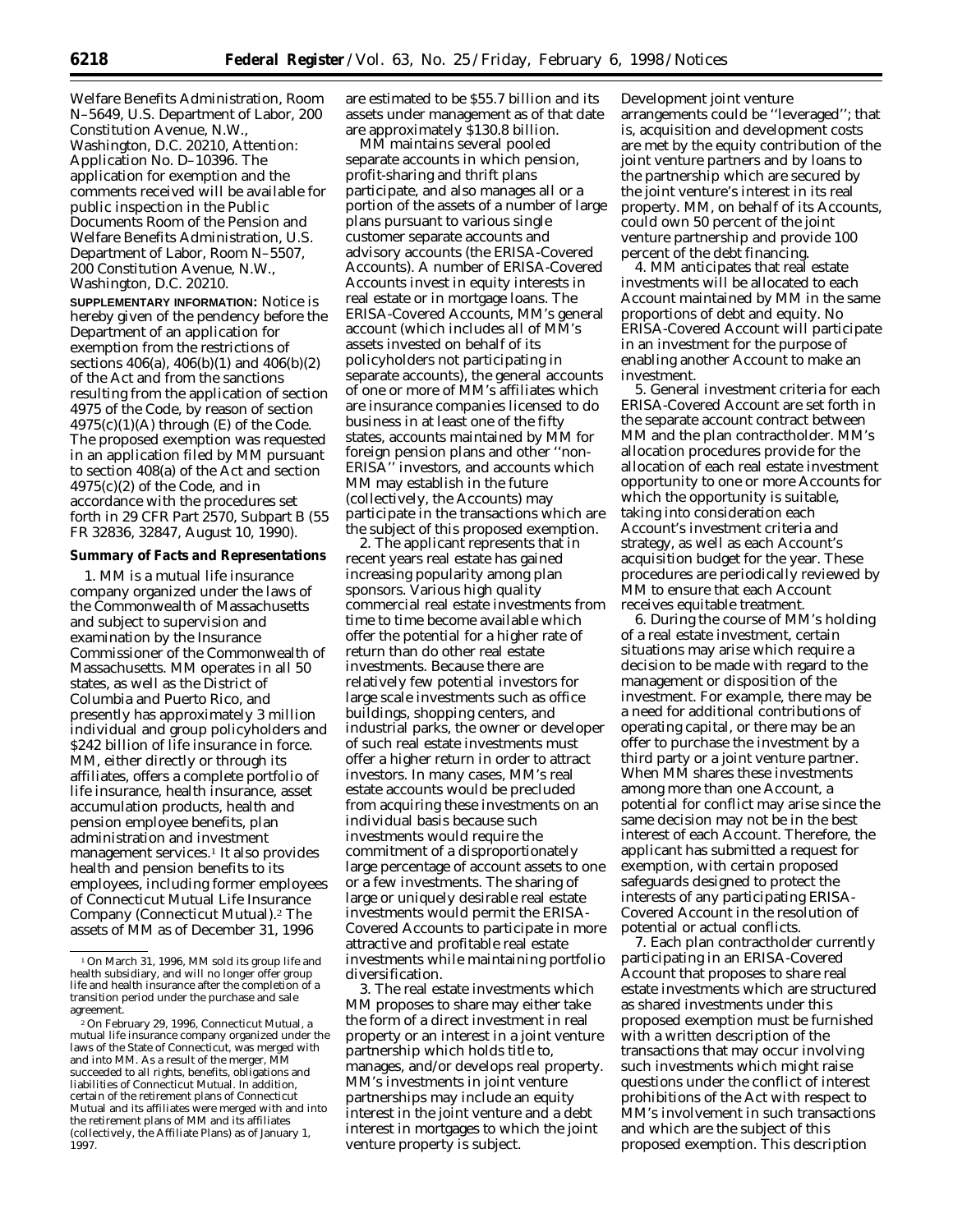Welfare Benefits Administration, Room N–5649, U.S. Department of Labor, 200 Constitution Avenue, N.W., Washington, D.C. 20210, Attention: Application No. D–10396. The application for exemption and the comments received will be available for public inspection in the Public Documents Room of the Pension and Welfare Benefits Administration, U.S. Department of Labor, Room N–5507, 200 Constitution Avenue, N.W., Washington, D.C. 20210.

**SUPPLEMENTARY INFORMATION:** Notice is hereby given of the pendency before the Department of an application for exemption from the restrictions of sections 406(a), 406(b)(1) and 406(b)(2) of the Act and from the sanctions resulting from the application of section 4975 of the Code, by reason of section 4975(c)(1)(A) through (E) of the Code. The proposed exemption was requested in an application filed by MM pursuant to section 408(a) of the Act and section 4975(c)(2) of the Code, and in accordance with the procedures set forth in 29 CFR Part 2570, Subpart B (55 FR 32836, 32847, August 10, 1990).

**Summary of Facts and Representations**

1. MM is a mutual life insurance company organized under the laws of the Commonwealth of Massachusetts and subject to supervision and examination by the Insurance Commissioner of the Commonwealth of Massachusetts. MM operates in all 50 states, as well as the District of Columbia and Puerto Rico, and presently has approximately 3 million individual and group policyholders and $242 billion of life insurance in force. MM, either directly or through its affiliates, offers a complete portfolio of life insurance, health insurance, asset accumulation products, health and pension employee benefits, plan administration and investment management services.[1] It also provides health and pension benefits to its employees, including former employees of Connecticut Mutual Life Insurance Company (Connecticut Mutual).[2] The assets of MM as of December 31, 1996 are estimated to be $55.7 billion and its assets under management as of that date are approximately $130.8 billion.

MM maintains several pooled separate accounts in which pension, profit-sharing and thrift plans participate, and also manages all or a portion of the assets of a number of large plans pursuant to various single customer separate accounts and advisory accounts (the ERISA-Covered Accounts). A number of ERISA-Covered Accounts invest in equity interests in real estate or in mortgage loans. The ERISA-Covered Accounts, MM's general account (which includes all of MM's assets invested on behalf of its policyholders not participating in separate accounts), the general accounts of one or more of MM's affiliates which are insurance companies licensed to do business in at least one of the fifty states, accounts maintained by MM for foreign pension plans and other ''non-ERISA'' investors, and accounts which MM may establish in the future (collectively, the Accounts) may participate in the transactions which are the subject of this proposed exemption.

2. The applicant represents that in recent years real estate has gained increasing popularity among plan sponsors. Various high quality commercial real estate investments from time to time become available which offer the potential for a higher rate of return than do other real estate investments. Because there are relatively few potential investors for large scale investments such as office buildings, shopping centers, and industrial parks, the owner or developer of such real estate investments must offer a higher return in order to attract investors. In many cases, MM's real estate accounts would be precluded from acquiring these investments on an individual basis because such investments would require the commitment of a disproportionately large percentage of account assets to one or a few investments. The sharing of large or uniquely desirable real estate investments would permit the ERISA-Covered Accounts to participate in more attractive and profitable real estate investments while maintaining portfolio diversification.

3. The real estate investments which MM proposes to share may either take the form of a direct investment in real property or an interest in a joint venture partnership which holds title to, manages, and/or develops real property. MM's investments in joint venture partnerships may include an equity interest in the joint venture and a debt interest in mortgages to which the joint venture property is subject. Development joint venture arrangements could be ''leveraged''; that is, acquisition and development costs are met by the equity contribution of the joint venture partners and by loans to the partnership which are secured by the joint venture's interest in its real property. MM, on behalf of its Accounts, could own 50 percent of the joint venture partnership and provide 100 percent of the debt financing.

4. MM anticipates that real estate investments will be allocated to each Account maintained by MM in the same proportions of debt and equity. No ERISA-Covered Account will participate in an investment for the purpose of enabling another Account to make an investment.

5. General investment criteria for each ERISA-Covered Account are set forth in the separate account contract between MM and the plan contractholder. MM's allocation procedures provide for the allocation of each real estate investment opportunity to one or more Accounts for which the opportunity is suitable, taking into consideration each Account's investment criteria and strategy, as well as each Account's acquisition budget for the year. These procedures are periodically reviewed by MM to ensure that each Account receives equitable treatment.

6. During the course of MM's holding of a real estate investment, certain situations may arise which require a decision to be made with regard to the management or disposition of the investment. For example, there may be a need for additional contributions of operating capital, or there may be an offer to purchase the investment by a third party or a joint venture partner. When MM shares these investments among more than one Account, a potential for conflict may arise since the same decision may not be in the best interest of each Account. Therefore, the applicant has submitted a request for exemption, with certain proposed safeguards designed to protect the interests of any participating ERISA-Covered Account in the resolution of potential or actual conflicts.

7. Each plan contractholder currently participating in an ERISA-Covered Account that proposes to share real estate investments which are structured as shared investments under this proposed exemption must be furnished with a written description of the transactions that may occur involving such investments which might raise questions under the conflict of interest prohibitions of the Act with respect to MM's involvement in such transactions and which are the subject of this proposed exemption. This description

[1] On March 31, 1996, MM sold its group life and health subsidiary, and will no longer offer group life and health insurance after the completion of a transition period under the purchase and sale agreement.

[2] On February 29, 1996, Connecticut Mutual, a mutual life insurance company organized under the laws of the State of Connecticut, was merged with and into MM. As a result of the merger, MM succeeded to all rights, benefits, obligations and liabilities of Connecticut Mutual. In addition, certain of the retirement plans of Connecticut Mutual and its affiliates were merged with and into the retirement plans of MM and its affiliates (collectively, the Affiliate Plans) as of January 1, 1997.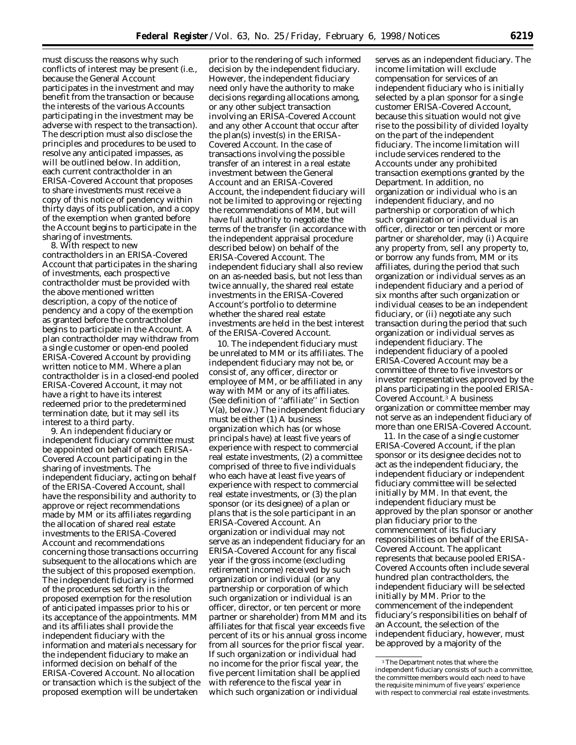must discuss the reasons why such conflicts of interest may be present (i.e., because the General Account participates in the investment and may benefit from the transaction or because the interests of the various Accounts participating in the investment may be adverse with respect to the transaction). The description must also disclose the principles and procedures to be used to resolve any anticipated impasses, as will be outlined below. In addition, each current contractholder in an ERISA-Covered Account that proposes to share investments must receive a copy of this notice of pendency within thirty days of its publication, and a copy of the exemption when granted before the Account begins to participate in the sharing of investments.

8. With respect to new contractholders in an ERISA-Covered Account that participates in the sharing of investments, each prospective contractholder must be provided with the above mentioned written description, a copy of the notice of pendency and a copy of the exemption as granted before the contractholder begins to participate in the Account. A plan contractholder may withdraw from a single customer or open-end pooled ERISA-Covered Account by providing written notice to MM. Where a plan contractholder is in a closed-end pooled ERISA-Covered Account, it may not have a right to have its interest redeemed prior to the predetermined termination date, but it may sell its interest to a third party.

9. An independent fiduciary or independent fiduciary committee must be appointed on behalf of each ERISA-Covered Account participating in the sharing of investments. The independent fiduciary, acting on behalf of the ERISA-Covered Account, shall have the responsibility and authority to approve or reject recommendations made by MM or its affiliates regarding the allocation of shared real estate investments to the ERISA-Covered Account and recommendations concerning those transactions occurring subsequent to the allocations which are the subject of this proposed exemption. The independent fiduciary is informed of the procedures set forth in the proposed exemption for the resolution of anticipated impasses prior to his or its acceptance of the appointments. MM and its affiliates shall provide the independent fiduciary with the information and materials necessary for the independent fiduciary to make an informed decision on behalf of the ERISA-Covered Account. No allocation or transaction which is the subject of the proposed exemption will be undertaken prior to the rendering of such informed decision by the independent fiduciary. However, the independent fiduciary need only have the authority to make decisions regarding allocations among, or any other subject transaction involving an ERISA-Covered Account and any other Account that occur after the plan(s) invest(s) in the ERISA-Covered Account. In the case of transactions involving the possible transfer of an interest in a real estate investment between the General Account and an ERISA-Covered Account, the independent fiduciary will not be limited to approving or rejecting the recommendations of MM, but will have full authority to negotiate the terms of the transfer (in accordance with the independent appraisal procedure described below) on behalf of the ERISA-Covered Account. The independent fiduciary shall also review on an as-needed basis, but not less than twice annually, the shared real estate investments in the ERISA-Covered Account's portfolio to determine whether the shared real estate investments are held in the best interest of the ERISA-Covered Account.

10. The independent fiduciary must be unrelated to MM or its affiliates. The independent fiduciary may not be, or consist of, any officer, director or employee of MM, or be affiliated in any way with MM or any of its affiliates. (See definition of ''affiliate'' in Section V(a), below.) The independent fiduciary must be either (1) A business organization which has (or whose principals have) at least five years of experience with respect to commercial real estate investments, (2) a committee comprised of three to five individuals who each have at least five years of experience with respect to commercial real estate investments, or (3) the plan sponsor (or its designee) of a plan or plans that is the sole participant in an ERISA-Covered Account. An organization or individual may not serve as an independent fiduciary for an ERISA-Covered Account for any fiscal year if the gross income (excluding retirement income) received by such organization or individual (or any partnership or corporation of which such organization or individual is an officer, director, or ten percent or more partner or shareholder) from MM and its affiliates for that fiscal year exceeds five percent of its or his annual gross income from all sources for the prior fiscal year. If such organization or individual had no income for the prior fiscal year, the five percent limitation shall be applied with reference to the fiscal year in which such organization or individual serves as an independent fiduciary. The income limitation will exclude compensation for services of an independent fiduciary who is initially selected by a plan sponsor for a single customer ERISA-Covered Account, because this situation would not give rise to the possibility of divided loyalty on the part of the independent fiduciary. The income limitation will include services rendered to the Accounts under any prohibited transaction exemptions granted by the Department. In addition, no organization or individual who is an independent fiduciary, and no partnership or corporation of which such organization or individual is an officer, director or ten percent or more partner or shareholder, may (i) Acquire any property from, sell any property to, or borrow any funds from, MM or its affiliates, during the period that such organization or individual serves as an independent fiduciary and a period of six months after such organization or individual ceases to be an independent fiduciary, or (ii) negotiate any such transaction during the period that such organization or individual serves as independent fiduciary. The independent fiduciary of a pooled ERISA-Covered Account may be a committee of three to five investors or investor representatives approved by the plans participating in the pooled ERISA-Covered Account.[3] A business organization or committee member may not serve as an independent fiduciary of more than one ERISA-Covered Account.

11. In the case of a single customer ERISA-Covered Account, if the plan sponsor or its designee decides not to act as the independent fiduciary, the independent fiduciary or independent fiduciary committee will be selected initially by MM. In that event, the independent fiduciary must be approved by the plan sponsor or another plan fiduciary prior to the commencement of its fiduciary responsibilities on behalf of the ERISA-Covered Account. The applicant represents that because pooled ERISA-Covered Accounts often include several hundred plan contractholders, the independent fiduciary will be selected initially by MM. Prior to the commencement of the independent fiduciary's responsibilities on behalf of an Account, the selection of the independent fiduciary, however, must be approved by a majority of the

[3] The Department notes that where the independent fiduciary consists of such a committee, the committee members would each need to have the requisite minimum of five years' experience with respect to commercial real estate investments.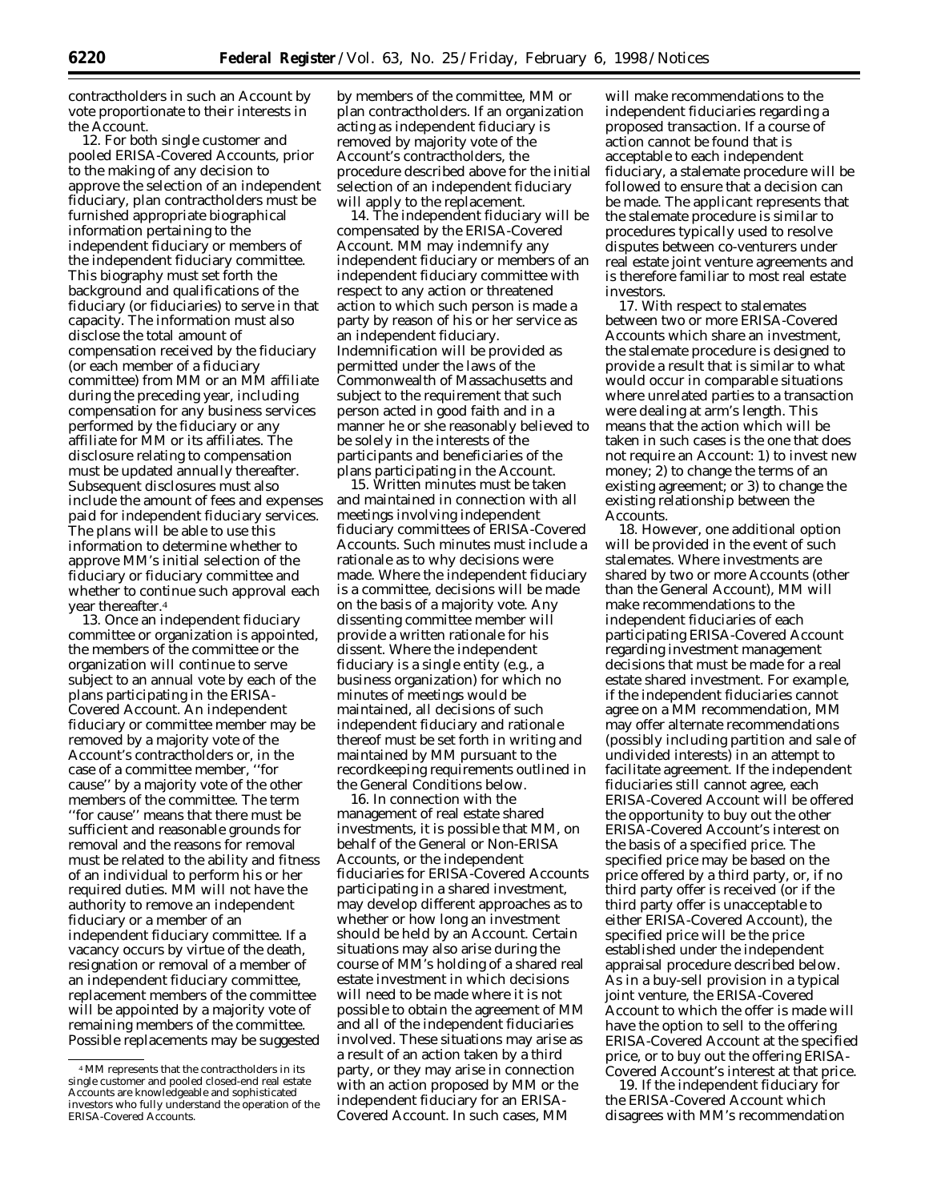contractholders in such an Account by vote proportionate to their interests in the Account.

12. For both single customer and pooled ERISA-Covered Accounts, prior to the making of any decision to approve the selection of an independent fiduciary, plan contractholders must be furnished appropriate biographical information pertaining to the independent fiduciary or members of the independent fiduciary committee. This biography must set forth the background and qualifications of the fiduciary (or fiduciaries) to serve in that capacity. The information must also disclose the total amount of compensation received by the fiduciary (or each member of a fiduciary committee) from MM or an MM affiliate during the preceding year, including compensation for any business services performed by the fiduciary or any affiliate for MM or its affiliates. The disclosure relating to compensation must be updated annually thereafter. Subsequent disclosures must also include the amount of fees and expenses paid for independent fiduciary services. The plans will be able to use this information to determine whether to approve MM's initial selection of the fiduciary or fiduciary committee and whether to continue such approval each year thereafter.[4]

13. Once an independent fiduciary committee or organization is appointed, the members of the committee or the organization will continue to serve subject to an annual vote by each of the plans participating in the ERISA-Covered Account. An independent fiduciary or committee member may be removed by a majority vote of the Account's contractholders or, in the case of a committee member, ''for cause'' by a majority vote of the other members of the committee. The term ''for cause'' means that there must be sufficient and reasonable grounds for removal and the reasons for removal must be related to the ability and fitness of an individual to perform his or her required duties. MM will not have the authority to remove an independent fiduciary or a member of an independent fiduciary committee. If a vacancy occurs by virtue of the death, resignation or removal of a member of an independent fiduciary committee, replacement members of the committee will be appointed by a majority vote of remaining members of the committee. Possible replacements may be suggested by members of the committee, MM or plan contractholders. If an organization acting as independent fiduciary is removed by majority vote of the Account's contractholders, the procedure described above for the initial selection of an independent fiduciary will apply to the replacement.

14. The independent fiduciary will be compensated by the ERISA-Covered Account. MM may indemnify any independent fiduciary or members of an independent fiduciary committee with respect to any action or threatened action to which such person is made a party by reason of his or her service as an independent fiduciary. Indemnification will be provided as permitted under the laws of the Commonwealth of Massachusetts and subject to the requirement that such person acted in good faith and in a manner he or she reasonably believed to be solely in the interests of the participants and beneficiaries of the plans participating in the Account.

15. Written minutes must be taken and maintained in connection with all meetings involving independent fiduciary committees of ERISA-Covered Accounts. Such minutes must include a rationale as to why decisions were made. Where the independent fiduciary is a committee, decisions will be made on the basis of a majority vote. Any dissenting committee member will provide a written rationale for his dissent. Where the independent fiduciary is a single entity (e.g., a business organization) for which no minutes of meetings would be maintained, all decisions of such independent fiduciary and rationale thereof must be set forth in writing and maintained by MM pursuant to the recordkeeping requirements outlined in the General Conditions below.

16. In connection with the management of real estate shared investments, it is possible that MM, on behalf of the General or Non-ERISA Accounts, or the independent fiduciaries for ERISA-Covered Accounts participating in a shared investment, may develop different approaches as to whether or how long an investment should be held by an Account. Certain situations may also arise during the course of MM's holding of a shared real estate investment in which decisions will need to be made where it is not possible to obtain the agreement of MM and all of the independent fiduciaries involved. These situations may arise as a result of an action taken by a third party, or they may arise in connection with an action proposed by MM or the independent fiduciary for an ERISA-Covered Account. In such cases, MM will make recommendations to the independent fiduciaries regarding a proposed transaction. If a course of action cannot be found that is acceptable to each independent fiduciary, a stalemate procedure will be followed to ensure that a decision can be made. The applicant represents that the stalemate procedure is similar to procedures typically used to resolve disputes between co-venturers under real estate joint venture agreements and is therefore familiar to most real estate investors.

17. With respect to stalemates between two or more ERISA-Covered Accounts which share an investment, the stalemate procedure is designed to provide a result that is similar to what would occur in comparable situations where unrelated parties to a transaction were dealing at arm's length. This means that the action which will be taken in such cases is the one that does not require an Account: 1) to invest new money; 2) to change the terms of an existing agreement; or 3) to change the existing relationship between the Accounts.

18. However, one additional option will be provided in the event of such stalemates. Where investments are shared by two or more Accounts (other than the General Account), MM will make recommendations to the independent fiduciaries of each participating ERISA-Covered Account regarding investment management decisions that must be made for a real estate shared investment. For example, if the independent fiduciaries cannot agree on a MM recommendation, MM may offer alternate recommendations (possibly including partition and sale of undivided interests) in an attempt to facilitate agreement. If the independent fiduciaries still cannot agree, each ERISA-Covered Account will be offered the opportunity to buy out the other ERISA-Covered Account's interest on the basis of a specified price. The specified price may be based on the price offered by a third party, or, if no third party offer is received (or if the third party offer is unacceptable to either ERISA-Covered Account), the specified price will be the price established under the independent appraisal procedure described below. As in a buy-sell provision in a typical joint venture, the ERISA-Covered Account to which the offer is made will have the option to sell to the offering ERISA-Covered Account at the specified price, or to buy out the offering ERISA-Covered Account's interest at that price.

19. If the independent fiduciary for the ERISA-Covered Account which disagrees with MM's recommendation

[4] MM represents that the contractholders in its single customer and pooled closed-end real estate Accounts are knowledgeable and sophisticated investors who fully understand the operation of the ERISA-Covered Accounts.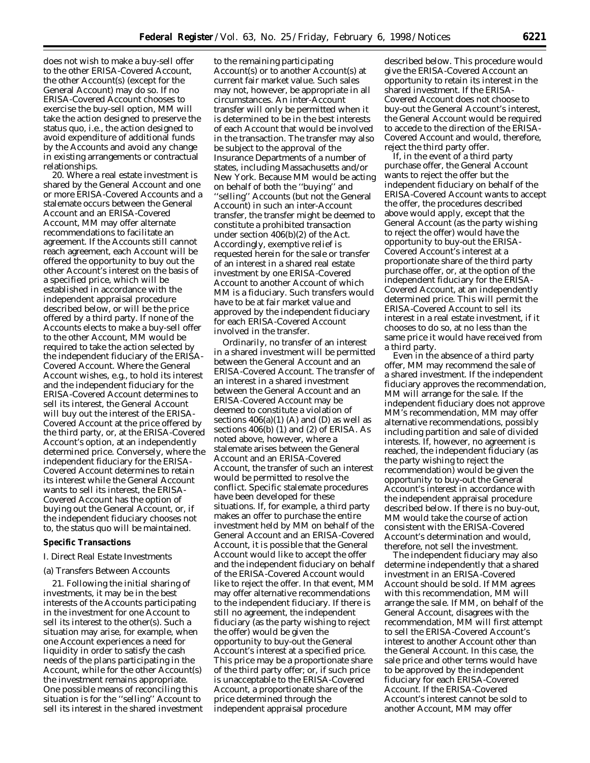does not wish to make a buy-sell offer to the other ERISA-Covered Account, the other Account(s) (except for the General Account) may do so. If no ERISA-Covered Account chooses to exercise the buy-sell option, MM will take the action designed to preserve the status quo, i.e., the action designed to avoid expenditure of additional funds by the Accounts and avoid any change in existing arrangements or contractual relationships.

20. Where a real estate investment is shared by the General Account and one or more ERISA-Covered Accounts and a stalemate occurs between the General Account and an ERISA-Covered Account, MM may offer alternate recommendations to facilitate an agreement. If the Accounts still cannot reach agreement, each Account will be offered the opportunity to buy out the other Account's interest on the basis of a specified price, which will be established in accordance with the independent appraisal procedure described below, or will be the price offered by a third party. If none of the Accounts elects to make a buy-sell offer to the other Account, MM would be required to take the action selected by the independent fiduciary of the ERISA-Covered Account. Where the General Account wishes, e.g., to hold its interest and the independent fiduciary for the ERISA-Covered Account determines to sell its interest, the General Account will buy out the interest of the ERISA-Covered Account at the price offered by the third party, or, at the ERISA-Covered Account's option, at an independently determined price. Conversely, where the independent fiduciary for the ERISA-Covered Account determines to retain its interest while the General Account wants to sell its interest, the ERISA-Covered Account has the option of buying out the General Account, or, if the independent fiduciary chooses not to, the status quo will be maintained.

**Specific Transactions**

I. Direct Real Estate Investments

(a) Transfers Between Accounts

21. Following the initial sharing of investments, it may be in the best interests of the Accounts participating in the investment for one Account to sell its interest to the other(s). Such a situation may arise, for example, when one Account experiences a need for liquidity in order to satisfy the cash needs of the plans participating in the Account, while for the other Account(s) the investment remains appropriate. One possible means of reconciling this situation is for the ''selling'' Account to sell its interest in the shared investment to the remaining participating Account(s) or to another Account(s) at current fair market value. Such sales may not, however, be appropriate in all circumstances. An inter-Account transfer will only be permitted when it is determined to be in the best interests of each Account that would be involved in the transaction. The transfer may also be subject to the approval of the Insurance Departments of a number of states, including Massachusetts and/or New York. Because MM would be acting on behalf of both the ''buying'' and ''selling'' Accounts (but not the General Account) in such an inter-Account transfer, the transfer might be deemed to constitute a prohibited transaction under section 406(b)(2) of the Act. Accordingly, exemptive relief is requested herein for the sale or transfer of an interest in a shared real estate investment by one ERISA-Covered Account to another Account of which MM is a fiduciary. Such transfers would have to be at fair market value and approved by the independent fiduciary for each ERISA-Covered Account involved in the transfer.

Ordinarily, no transfer of an interest in a shared investment will be permitted between the General Account and an ERISA-Covered Account. The transfer of an interest in a shared investment between the General Account and an ERISA-Covered Account may be deemed to constitute a violation of sections 406(a)(1) (A) and (D) as well as sections 406(b) (1) and (2) of ERISA. As noted above, however, where a stalemate arises between the General Account and an ERISA-Covered Account, the transfer of such an interest would be permitted to resolve the conflict. Specific stalemate procedures have been developed for these situations. If, for example, a third party makes an offer to purchase the entire investment held by MM on behalf of the General Account and an ERISA-Covered Account, it is possible that the General Account would like to accept the offer and the independent fiduciary on behalf of the ERISA-Covered Account would like to reject the offer. In that event, MM may offer alternative recommendations to the independent fiduciary. If there is still no agreement, the independent fiduciary (as the party wishing to reject the offer) would be given the opportunity to buy-out the General Account's interest at a specified price. This price may be a proportionate share of the third party offer; or, if such price is unacceptable to the ERISA-Covered Account, a proportionate share of the price determined through the independent appraisal procedure described below. This procedure would give the ERISA-Covered Account an opportunity to retain its interest in the shared investment. If the ERISA-Covered Account does not choose to buy-out the General Account's interest, the General Account would be required to accede to the direction of the ERISA-Covered Account and would, therefore, reject the third party offer.

If, in the event of a third party purchase offer, the General Account wants to reject the offer but the independent fiduciary on behalf of the ERISA-Covered Account wants to accept the offer, the procedures described above would apply, except that the General Account (as the party wishing to reject the offer) would have the opportunity to buy-out the ERISA-Covered Account's interest at a proportionate share of the third party purchase offer, or, at the option of the independent fiduciary for the ERISA-Covered Account, at an independently determined price. This will permit the ERISA-Covered Account to sell its interest in a real estate investment, if it chooses to do so, at no less than the same price it would have received from a third party.

Even in the absence of a third party offer, MM may recommend the sale of a shared investment. If the independent fiduciary approves the recommendation, MM will arrange for the sale. If the independent fiduciary does not approve MM's recommendation, MM may offer alternative recommendations, possibly including partition and sale of divided interests. If, however, no agreement is reached, the independent fiduciary (as the party wishing to reject the recommendation) would be given the opportunity to buy-out the General Account's interest in accordance with the independent appraisal procedure described below. If there is no buy-out, MM would take the course of action consistent with the ERISA-Covered Account's determination and would, therefore, not sell the investment.

The independent fiduciary may also determine independently that a shared investment in an ERISA-Covered Account should be sold. If MM agrees with this recommendation, MM will arrange the sale. If MM, on behalf of the General Account, disagrees with the recommendation, MM will first attempt to sell the ERISA-Covered Account's interest to another Account other than the General Account. In this case, the sale price and other terms would have to be approved by the independent fiduciary for each ERISA-Covered Account. If the ERISA-Covered Account's interest cannot be sold to another Account, MM may offer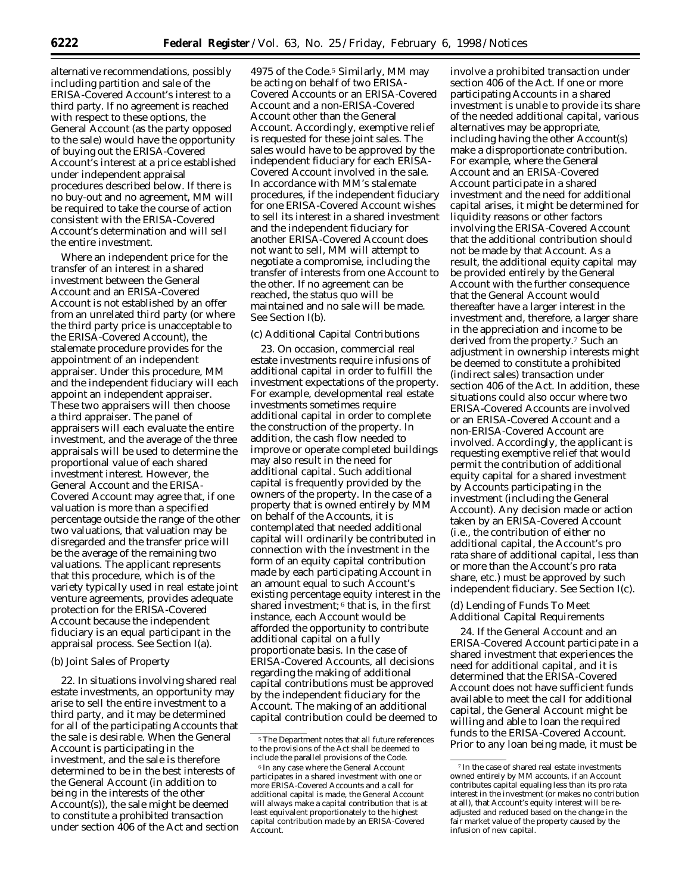alternative recommendations, possibly including partition and sale of the ERISA-Covered Account's interest to a third party. If no agreement is reached with respect to these options, the General Account (as the party opposed to the sale) would have the opportunity of buying out the ERISA-Covered Account's interest at a price established under independent appraisal procedures described below. If there is no buy-out and no agreement, MM will be required to take the course of action consistent with the ERISA-Covered Account's determination and will sell the entire investment.

Where an independent price for the transfer of an interest in a shared investment between the General Account and an ERISA-Covered Account is not established by an offer from an unrelated third party (or where the third party price is unacceptable to the ERISA-Covered Account), the stalemate procedure provides for the appointment of an independent appraiser. Under this procedure, MM and the independent fiduciary will each appoint an independent appraiser. These two appraisers will then choose a third appraiser. The panel of appraisers will each evaluate the entire investment, and the average of the three appraisals will be used to determine the proportional value of each shared investment interest. However, the General Account and the ERISA-Covered Account may agree that, if one valuation is more than a specified percentage outside the range of the other two valuations, that valuation may be disregarded and the transfer price will be the average of the remaining two valuations. The applicant represents that this procedure, which is of the variety typically used in real estate joint venture agreements, provides adequate protection for the ERISA-Covered Account because the independent fiduciary is an equal participant in the appraisal process. See Section I(a).

(b) Joint Sales of Property

22. In situations involving shared real estate investments, an opportunity may arise to sell the entire investment to a third party, and it may be determined for all of the participating Accounts that the sale is desirable. When the General Account is participating in the investment, and the sale is therefore determined to be in the best interests of the General Account (in addition to being in the interests of the other Account(s)), the sale might be deemed to constitute a prohibited transaction under section 406 of the Act and section 4975 of the Code.[5] Similarly, MM may be acting on behalf of two ERISA-Covered Accounts or an ERISA-Covered Account and a non-ERISA-Covered Account other than the General Account. Accordingly, exemptive relief is requested for these joint sales. The sales would have to be approved by the independent fiduciary for each ERISA-Covered Account involved in the sale. In accordance with MM's stalemate procedures, if the independent fiduciary for one ERISA-Covered Account wishes to sell its interest in a shared investment and the independent fiduciary for another ERISA-Covered Account does not want to sell, MM will attempt to negotiate a compromise, including the transfer of interests from one Account to the other. If no agreement can be reached, the status quo will be maintained and no sale will be made. See Section I(b).

(c) Additional Capital Contributions

23. On occasion, commercial real estate investments require infusions of additional capital in order to fulfill the investment expectations of the property. For example, developmental real estate investments sometimes require additional capital in order to complete the construction of the property. In addition, the cash flow needed to improve or operate completed buildings may also result in the need for additional capital. Such additional capital is frequently provided by the owners of the property. In the case of a property that is owned entirely by MM on behalf of the Accounts, it is contemplated that needed additional capital will ordinarily be contributed in connection with the investment in the form of an equity capital contribution made by each participating Account in an amount equal to such Account's existing percentage equity interest in the shared investment;[6] that is, in the first instance, each Account would be afforded the opportunity to contribute additional capital on a fully proportionate basis. In the case of ERISA-Covered Accounts, all decisions regarding the making of additional capital contributions must be approved by the independent fiduciary for the Account. The making of an additional capital contribution could be deemed to involve a prohibited transaction under section 406 of the Act. If one or more participating Accounts in a shared investment is unable to provide its share of the needed additional capital, various alternatives may be appropriate, including having the other Account(s) make a disproportionate contribution. For example, where the General Account and an ERISA-Covered Account participate in a shared investment and the need for additional capital arises, it might be determined for liquidity reasons or other factors involving the ERISA-Covered Account that the additional contribution should not be made by that Account. As a result, the additional equity capital may be provided entirely by the General Account with the further consequence that the General Account would thereafter have a larger interest in the investment and, therefore, a larger share in the appreciation and income to be derived from the property.[7] Such an adjustment in ownership interests might be deemed to constitute a prohibited (indirect sales) transaction under section 406 of the Act. In addition, these situations could also occur where two ERISA-Covered Accounts are involved or an ERISA-Covered Account and a non-ERISA-Covered Account are involved. Accordingly, the applicant is requesting exemptive relief that would permit the contribution of additional equity capital for a shared investment by Accounts participating in the investment (including the General Account). Any decision made or action taken by an ERISA-Covered Account (*i.e.*, the contribution of either no additional capital, the Account's pro rata share of additional capital, less than or more than the Account's pro rata share, etc.) must be approved by such independent fiduciary. See Section I(c).

(d) Lending of Funds To Meet Additional Capital Requirements

24. If the General Account and an ERISA-Covered Account participate in a shared investment that experiences the need for additional capital, and it is determined that the ERISA-Covered Account does not have sufficient funds available to meet the call for additional capital, the General Account might be willing and able to loan the required funds to the ERISA-Covered Account. Prior to any loan being made, it must be

[5] The Department notes that all future references to the provisions of the Act shall be deemed to include the parallel provisions of the Code.

[6] In any case where the General Account participates in a shared investment with one or more ERISA-Covered Accounts and a call for additional capital is made, the General Account will always make a capital contribution that is at least equivalent proportionately to the highest capital contribution made by an ERISA-Covered Account.

[7] In the case of shared real estate investments owned entirely by MM accounts, if an Account contributes capital equaling less than its pro rata interest in the investment (or makes no contribution at all), that Account's equity interest will be re-adjusted and reduced based on the change in the fair market value of the property caused by the infusion of new capital.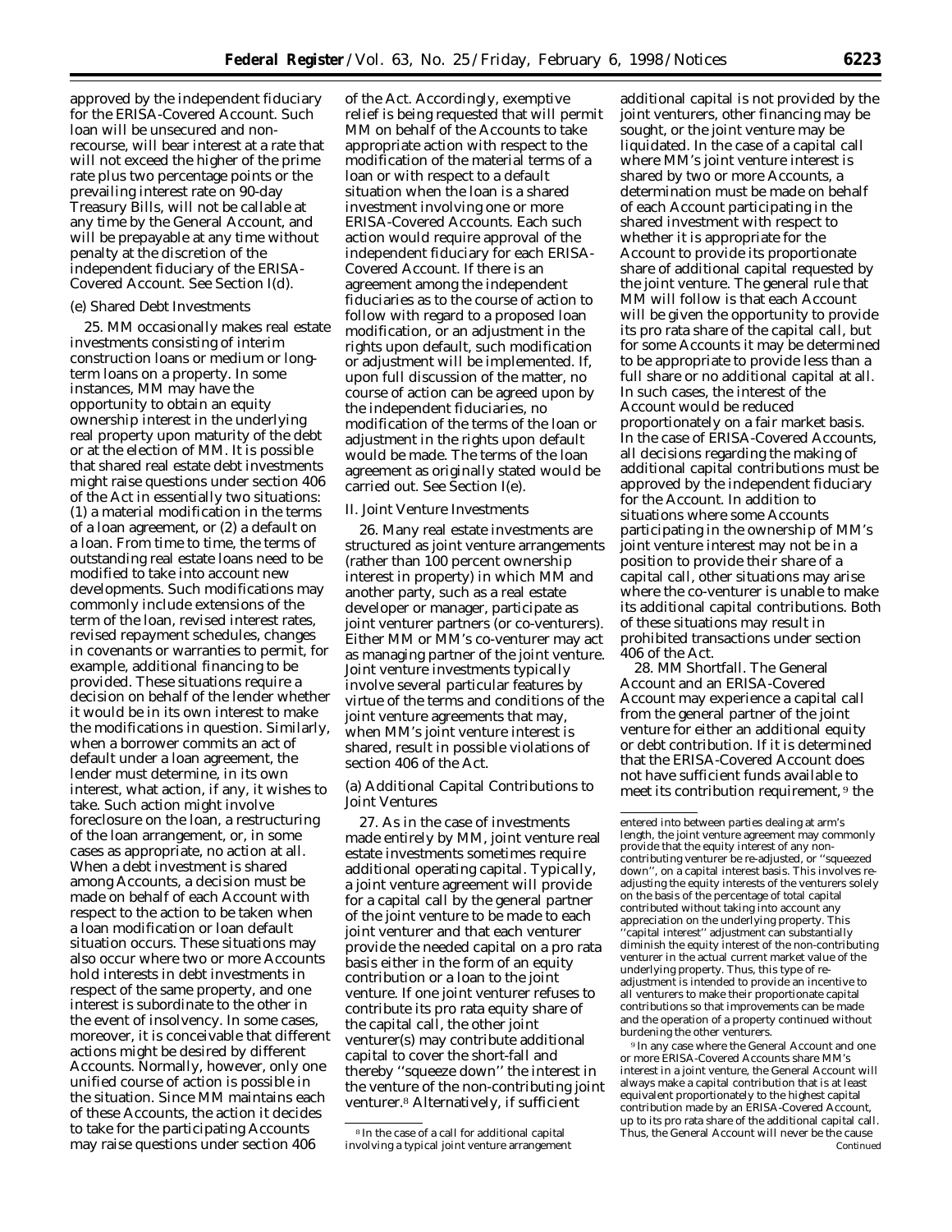approved by the independent fiduciary for the ERISA-Covered Account. Such loan will be unsecured and non-recourse, will bear interest at a rate that will not exceed the higher of the prime rate plus two percentage points or the prevailing interest rate on 90-day Treasury Bills, will not be callable at any time by the General Account, and will be prepayable at any time without penalty at the discretion of the independent fiduciary of the ERISA-Covered Account. See Section I(d).

(e) Shared Debt Investments

25. MM occasionally makes real estate investments consisting of interim construction loans or medium or long-term loans on a property. In some instances, MM may have the opportunity to obtain an equity ownership interest in the underlying real property upon maturity of the debt or at the election of MM. It is possible that shared real estate debt investments might raise questions under section 406 of the Act in essentially two situations: (1) a material modification in the terms of a loan agreement, or (2) a default on a loan. From time to time, the terms of outstanding real estate loans need to be modified to take into account new developments. Such modifications may commonly include extensions of the term of the loan, revised interest rates, revised repayment schedules, changes in covenants or warranties to permit, for example, additional financing to be provided. These situations require a decision on behalf of the lender whether it would be in its own interest to make the modifications in question. Similarly, when a borrower commits an act of default under a loan agreement, the lender must determine, in its own interest, what action, if any, it wishes to take. Such action might involve foreclosure on the loan, a restructuring of the loan arrangement, or, in some cases as appropriate, no action at all. When a debt investment is shared among Accounts, a decision must be made on behalf of each Account with respect to the action to be taken when a loan modification or loan default situation occurs. These situations may also occur where two or more Accounts hold interests in debt investments in respect of the same property, and one interest is subordinate to the other in the event of insolvency. In some cases, moreover, it is conceivable that different actions might be desired by different Accounts. Normally, however, only one unified course of action is possible in the situation. Since MM maintains each of these Accounts, the action it decides to take for the participating Accounts may raise questions under section 406 of the Act. Accordingly, exemptive relief is being requested that will permit MM on behalf of the Accounts to take appropriate action with respect to the modification of the material terms of a loan or with respect to a default situation when the loan is a shared investment involving one or more ERISA-Covered Accounts. Each such action would require approval of the independent fiduciary for each ERISA-Covered Account. If there is an agreement among the independent fiduciaries as to the course of action to follow with regard to a proposed loan modification, or an adjustment in the rights upon default, such modification or adjustment will be implemented. If, upon full discussion of the matter, no course of action can be agreed upon by the independent fiduciaries, no modification of the terms of the loan or adjustment in the rights upon default would be made. The terms of the loan agreement as originally stated would be carried out. See Section I(e).

II. Joint Venture Investments

26. Many real estate investments are structured as joint venture arrangements (rather than 100 percent ownership interest in property) in which MM and another party, such as a real estate developer or manager, participate as joint venturer partners (or co-venturers). Either MM or MM's co-venturer may act as managing partner of the joint venture. Joint venture investments typically involve several particular features by virtue of the terms and conditions of the joint venture agreements that may, when MM's joint venture interest is shared, result in possible violations of section 406 of the Act.

(a) Additional Capital Contributions to Joint Ventures

27. As in the case of investments made entirely by MM, joint venture real estate investments sometimes require additional operating capital. Typically, a joint venture agreement will provide for a capital call by the general partner of the joint venture to be made to each joint venturer and that each venturer provide the needed capital on a pro rata basis either in the form of an equity contribution or a loan to the joint venture. If one joint venturer refuses to contribute its pro rata equity share of the capital call, the other joint venturer(s) may contribute additional capital to cover the short-fall and thereby ''squeeze down'' the interest in the venture of the non-contributing joint venturer.[8] Alternatively, if sufficient additional capital is not provided by the joint venturers, other financing may be sought, or the joint venture may be liquidated. In the case of a capital call where MM's joint venture interest is shared by two or more Accounts, a determination must be made on behalf of each Account participating in the shared investment with respect to whether it is appropriate for the Account to provide its proportionate share of additional capital requested by the joint venture. The general rule that MM will follow is that each Account will be given the opportunity to provide its pro rata share of the capital call, but for some Accounts it may be determined to be appropriate to provide less than a full share or no additional capital at all. In such cases, the interest of the Account would be reduced proportionately on a fair market basis. In the case of ERISA-Covered Accounts, all decisions regarding the making of additional capital contributions must be approved by the independent fiduciary for the Account. In addition to situations where some Accounts participating in the ownership of MM's joint venture interest may not be in a position to provide their share of a capital call, other situations may arise where the co-venturer is unable to make its additional capital contributions. Both of these situations may result in prohibited transactions under section 406 of the Act.

28. *MM Shortfall.* The General Account and an ERISA-Covered Account may experience a capital call from the general partner of the joint venture for either an additional equity or debt contribution. If it is determined that the ERISA-Covered Account does not have sufficient funds available to meet its contribution requirement,[9] the

---

[8] In the case of a call for additional capital involving a typical joint venture arrangement entered into between parties dealing at arm's length, the joint venture agreement may commonly provide that the equity interest of any non-contributing venturer be re-adjusted, or ''squeezed down'', on a capital interest basis. This involves re-adjusting the equity interests of the venturers solely on the basis of the percentage of total capital contributed without taking into account any appreciation on the underlying property. This ''capital interest'' adjustment can substantially diminish the equity interest of the non-contributing venturer in the actual current market value of the underlying property. Thus, this type of re-adjustment is intended to provide an incentive to all venturers to make their proportionate capital contributions so that improvements can be made and the operation of a property continued without burdening the other venturers.

[9] In any case where the General Account and one or more ERISA-Covered Accounts share MM's interest in a joint venture, the General Account will always make a capital contribution that is at least equivalent proportionately to the highest capital contribution made by an ERISA-Covered Account, up to its pro rata share of the additional capital call. Thus, the General Account will never be the cause

Continued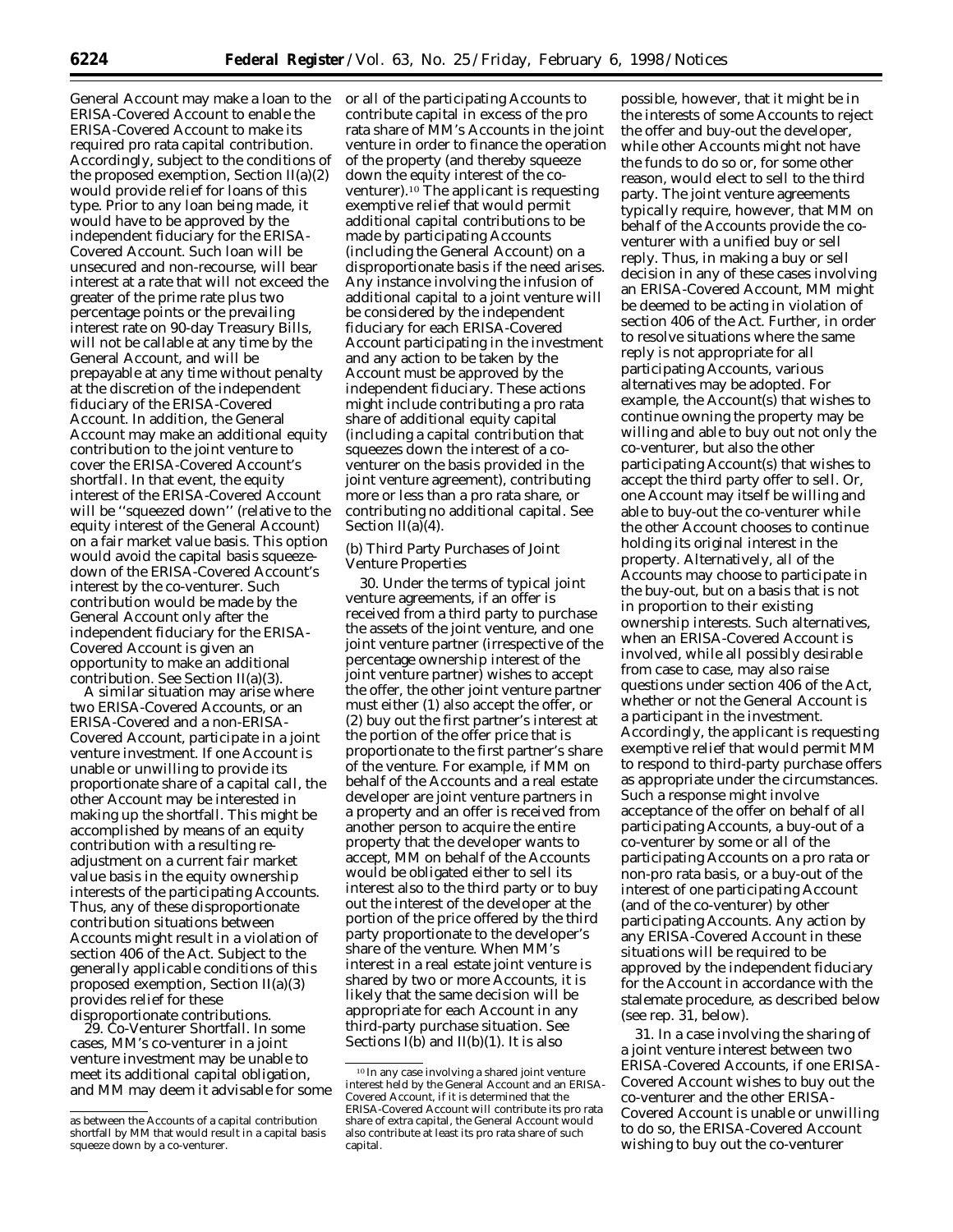General Account may make a loan to the ERISA-Covered Account to enable the ERISA-Covered Account to make its required pro rata capital contribution. Accordingly, subject to the conditions of the proposed exemption, Section II(a)(2) would provide relief for loans of this type. Prior to any loan being made, it would have to be approved by the independent fiduciary for the ERISA-Covered Account. Such loan will be unsecured and non-recourse, will bear interest at a rate that will not exceed the greater of the prime rate plus two percentage points or the prevailing interest rate on 90-day Treasury Bills, will not be callable at any time by the General Account, and will be prepayable at any time without penalty at the discretion of the independent fiduciary of the ERISA-Covered Account. In addition, the General Account may make an additional equity contribution to the joint venture to cover the ERISA-Covered Account's shortfall. In that event, the equity interest of the ERISA-Covered Account will be ''squeezed down'' (relative to the equity interest of the General Account) on a fair market value basis. This option would avoid the capital basis squeeze-down of the ERISA-Covered Account's interest by the co-venturer. Such contribution would be made by the General Account only after the independent fiduciary for the ERISA-Covered Account is given an opportunity to make an additional contribution. See Section II(a)(3).

A similar situation may arise where two ERISA-Covered Accounts, or an ERISA-Covered and a non-ERISA-Covered Account, participate in a joint venture investment. If one Account is unable or unwilling to provide its proportionate share of a capital call, the other Account may be interested in making up the shortfall. This might be accomplished by means of an equity contribution with a resulting re-adjustment on a current fair market value basis in the equity ownership interests of the participating Accounts. Thus, any of these disproportionate contribution situations between Accounts might result in a violation of section 406 of the Act. Subject to the generally applicable conditions of this proposed exemption, Section II(a)(3) provides relief for these disproportionate contributions.

29. *Co-Venturer Shortfall.* In some cases, MM's co-venturer in a joint venture investment may be unable to meet its additional capital obligation, and MM may deem it advisable for some or all of the participating Accounts to contribute capital in excess of the pro rata share of MM's Accounts in the joint venture in order to finance the operation of the property (and thereby squeeze down the equity interest of the co-venturer).[10] The applicant is requesting exemptive relief that would permit additional capital contributions to be made by participating Accounts (including the General Account) on a disproportionate basis if the need arises. Any instance involving the infusion of additional capital to a joint venture will be considered by the independent fiduciary for each ERISA-Covered Account participating in the investment and any action to be taken by the Account must be approved by the independent fiduciary. These actions might include contributing a pro rata share of additional equity capital (including a capital contribution that squeezes down the interest of a co-venturer on the basis provided in the joint venture agreement), contributing more or less than a pro rata share, or contributing no additional capital. See Section II(a)(4).

(b) *Third Party Purchases of Joint Venture Properties*

30. Under the terms of typical joint venture agreements, if an offer is received from a third party to purchase the assets of the joint venture, and one joint venture partner (irrespective of the percentage ownership interest of the joint venture partner) wishes to accept the offer, the other joint venture partner must either (1) also accept the offer, or (2) buy out the first partner's interest at the portion of the offer price that is proportionate to the first partner's share of the venture. For example, if MM on behalf of the Accounts and a real estate developer are joint venture partners in a property and an offer is received from another person to acquire the entire property that the developer wants to accept, MM on behalf of the Accounts would be obligated either to sell its interest also to the third party or to buy out the interest of the developer at the portion of the price offered by the third party proportionate to the developer's share of the venture. When MM's interest in a real estate joint venture is shared by two or more Accounts, it is likely that the same decision will be appropriate for each Account in any third-party purchase situation. See Sections I(b) and II(b)(1). It is also possible, however, that it might be in the interests of some Accounts to reject the offer and buy-out the developer, while other Accounts might not have the funds to do so or, for some other reason, would elect to sell to the third party. The joint venture agreements typically require, however, that MM on behalf of the Accounts provide the co-venturer with a unified buy or sell reply. Thus, in making a buy or sell decision in any of these cases involving an ERISA-Covered Account, MM might be deemed to be acting in violation of section 406 of the Act. Further, in order to resolve situations where the same reply is not appropriate for all participating Accounts, various alternatives may be adopted. For example, the Account(s) that wishes to continue owning the property may be willing and able to buy out not only the co-venturer, but also the other participating Account(s) that wishes to accept the third party offer to sell. Or, one Account may itself be willing and able to buy-out the co-venturer while the other Account chooses to continue holding its original interest in the property. Alternatively, all of the Accounts may choose to participate in the buy-out, but on a basis that is not in proportion to their existing ownership interests. Such alternatives, when an ERISA-Covered Account is involved, while all possibly desirable from case to case, may also raise questions under section 406 of the Act, whether or not the General Account is a participant in the investment. Accordingly, the applicant is requesting exemptive relief that would permit MM to respond to third-party purchase offers as appropriate under the circumstances. Such a response might involve acceptance of the offer on behalf of all participating Accounts, a buy-out of a co-venturer by some or all of the participating Accounts on a pro rata or non-pro rata basis, or a buy-out of the interest of one participating Account (and of the co-venturer) by other participating Accounts. Any action by any ERISA-Covered Account in these situations will be required to be approved by the independent fiduciary for the Account in accordance with the stalemate procedure, as described below (see rep. 31, below).

31. In a case involving the sharing of a joint venture interest between two ERISA-Covered Accounts, if one ERISA-Covered Account wishes to buy out the co-venturer and the other ERISA-Covered Account is unable or unwilling to do so, the ERISA-Covered Account wishing to buy out the co-venturer

---

as between the Accounts of a capital contribution shortfall by MM that would result in a capital basis squeeze down by a co-venturer.

[10] In any case involving a shared joint venture interest held by the General Account and an ERISA-Covered Account, if it is determined that the ERISA-Covered Account will contribute its pro rata share of extra capital, the General Account would also contribute at least its pro rata share of such capital.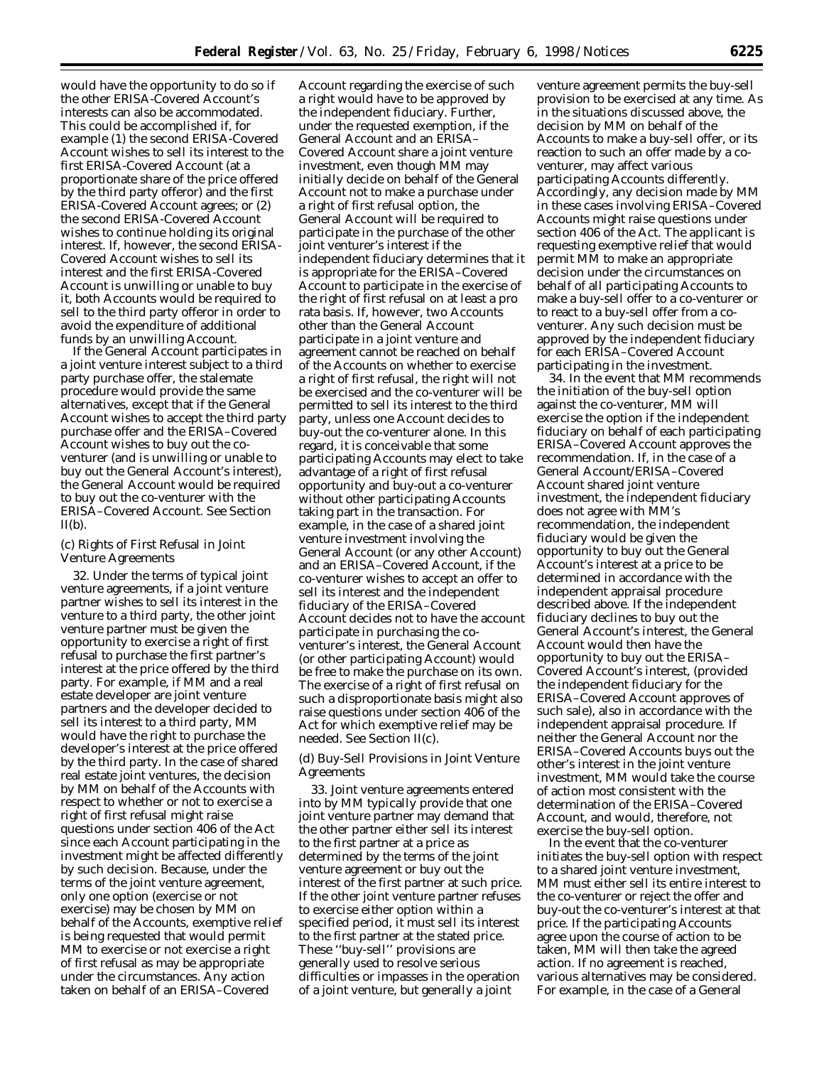would have the opportunity to do so if the other ERISA-Covered Account's interests can also be accommodated. This could be accomplished if, for example (1) the second ERISA-Covered Account wishes to sell its interest to the first ERISA-Covered Account (at a proportionate share of the price offered by the third party offeror) and the first ERISA-Covered Account agrees; or (2) the second ERISA-Covered Account wishes to continue holding its original interest. If, however, the second ERISA-Covered Account wishes to sell its interest and the first ERISA-Covered Account is unwilling or unable to buy it, both Accounts would be required to sell to the third party offeror in order to avoid the expenditure of additional funds by an unwilling Account.

If the General Account participates in a joint venture interest subject to a third party purchase offer, the stalemate procedure would provide the same alternatives, except that if the General Account wishes to accept the third party purchase offer and the ERISA–Covered Account wishes to buy out the co-venturer (and is unwilling or unable to buy out the General Account's interest), the General Account would be required to buy out the co-venturer with the ERISA–Covered Account. See Section II(b).

*(c) Rights of First Refusal in Joint Venture Agreements*

32. Under the terms of typical joint venture agreements, if a joint venture partner wishes to sell its interest in the venture to a third party, the other joint venture partner must be given the opportunity to exercise a right of first refusal to purchase the first partner's interest at the price offered by the third party. For example, if MM and a real estate developer are joint venture partners and the developer decided to sell its interest to a third party, MM would have the right to purchase the developer's interest at the price offered by the third party. In the case of shared real estate joint ventures, the decision by MM on behalf of the Accounts with respect to whether or not to exercise a right of first refusal might raise questions under section 406 of the Act since each Account participating in the investment might be affected differently by such decision. Because, under the terms of the joint venture agreement, only one option (exercise or not exercise) may be chosen by MM on behalf of the Accounts, exemptive relief is being requested that would permit MM to exercise or not exercise a right of first refusal as may be appropriate under the circumstances. Any action taken on behalf of an ERISA–Covered Account regarding the exercise of such a right would have to be approved by the independent fiduciary. Further, under the requested exemption, if the General Account and an ERISA–Covered Account share a joint venture investment, even though MM may initially decide on behalf of the General Account not to make a purchase under a right of first refusal option, the General Account will be required to participate in the purchase of the other joint venturer's interest if the independent fiduciary determines that it is appropriate for the ERISA–Covered Account to participate in the exercise of the right of first refusal on at least a pro rata basis. If, however, two Accounts other than the General Account participate in a joint venture and agreement cannot be reached on behalf of the Accounts on whether to exercise a right of first refusal, the right will not be exercised and the co-venturer will be permitted to sell its interest to the third party, unless one Account decides to buy-out the co-venturer alone. In this regard, it is conceivable that some participating Accounts may elect to take advantage of a right of first refusal opportunity and buy-out a co-venturer without other participating Accounts taking part in the transaction. For example, in the case of a shared joint venture investment involving the General Account (or any other Account) and an ERISA–Covered Account, if the co-venturer wishes to accept an offer to sell its interest and the independent fiduciary of the ERISA–Covered Account decides not to have the account participate in purchasing the co-venturer's interest, the General Account (or other participating Account) would be free to make the purchase on its own. The exercise of a right of first refusal on such a disproportionate basis might also raise questions under section 406 of the Act for which exemptive relief may be needed. See Section II(c).

*(d) Buy-Sell Provisions in Joint Venture Agreements*

33. Joint venture agreements entered into by MM typically provide that one joint venture partner may demand that the other partner either sell its interest to the first partner at a price as determined by the terms of the joint venture agreement or buy out the interest of the first partner at such price. If the other joint venture partner refuses to exercise either option within a specified period, it must sell its interest to the first partner at the stated price. These ''buy-sell'' provisions are generally used to resolve serious difficulties or impasses in the operation of a joint venture, but generally a joint venture agreement permits the buy-sell provision to be exercised at any time. As in the situations discussed above, the decision by MM on behalf of the Accounts to make a buy-sell offer, or its reaction to such an offer made by a co-venturer, may affect various participating Accounts differently. Accordingly, any decision made by MM in these cases involving ERISA–Covered Accounts might raise questions under section 406 of the Act. The applicant is requesting exemptive relief that would permit MM to make an appropriate decision under the circumstances on behalf of all participating Accounts to make a buy-sell offer to a co-venturer or to react to a buy-sell offer from a co-venturer. Any such decision must be approved by the independent fiduciary for each ERISA–Covered Account participating in the investment.

34. In the event that MM recommends the initiation of the buy-sell option against the co-venturer, MM will exercise the option if the independent fiduciary on behalf of each participating ERISA–Covered Account approves the recommendation. If, in the case of a General Account/ERISA–Covered Account shared joint venture investment, the independent fiduciary does not agree with MM's recommendation, the independent fiduciary would be given the opportunity to buy out the General Account's interest at a price to be determined in accordance with the independent appraisal procedure described above. If the independent fiduciary declines to buy out the General Account's interest, the General Account would then have the opportunity to buy out the ERISA–Covered Account's interest, (provided the independent fiduciary for the ERISA–Covered Account approves of such sale), also in accordance with the independent appraisal procedure. If neither the General Account nor the ERISA–Covered Accounts buys out the other's interest in the joint venture investment, MM would take the course of action most consistent with the determination of the ERISA–Covered Account, and would, therefore, not exercise the buy-sell option.

In the event that the co-venturer initiates the buy-sell option with respect to a shared joint venture investment, MM must either sell its entire interest to the co-venturer or reject the offer and buy-out the co-venturer's interest at that price. If the participating Accounts agree upon the course of action to be taken, MM will then take the agreed action. If no agreement is reached, various alternatives may be considered. For example, in the case of a General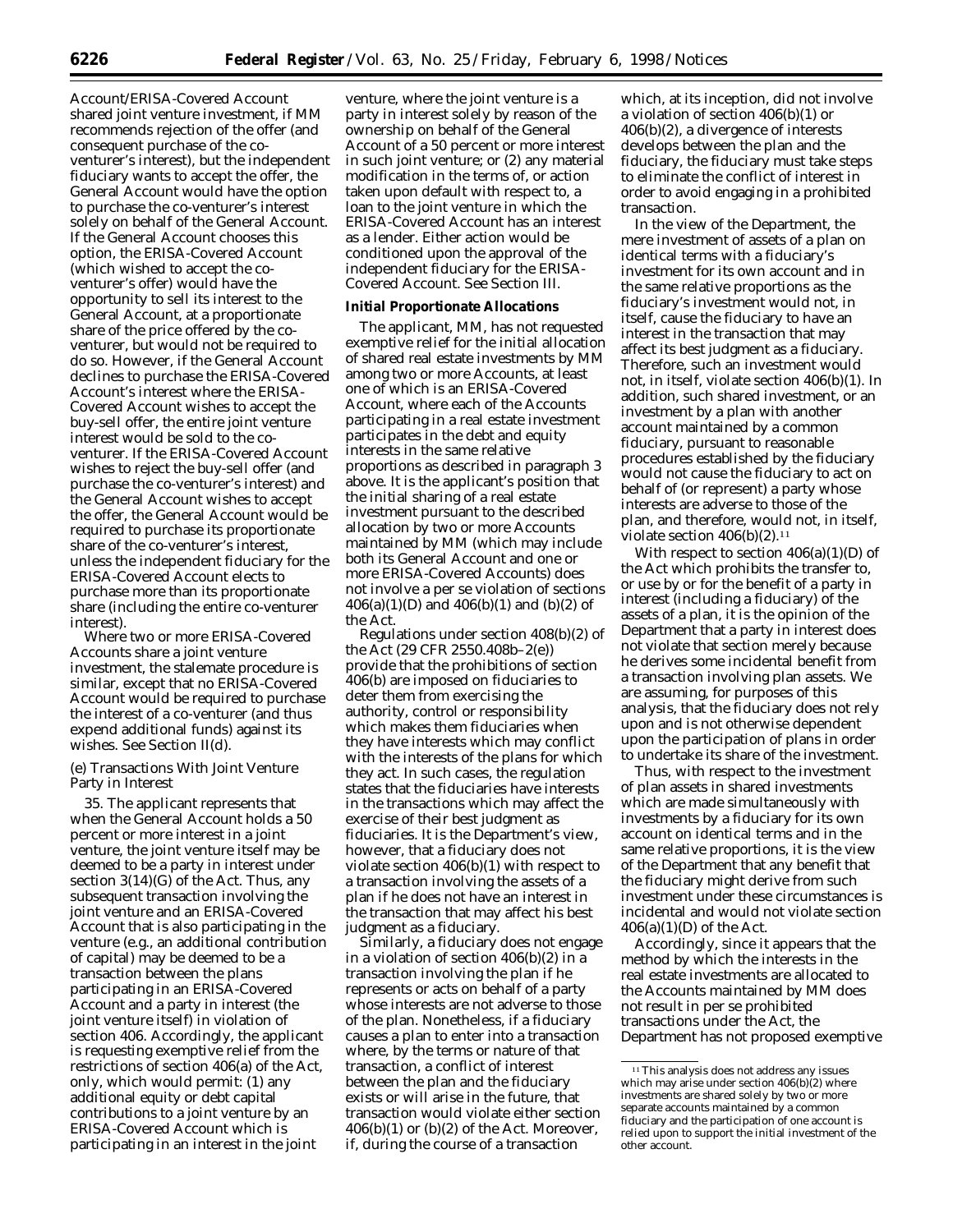Account/ERISA-Covered Account shared joint venture investment, if MM recommends rejection of the offer (and consequent purchase of the co-venturer's interest), but the independent fiduciary wants to accept the offer, the General Account would have the option to purchase the co-venturer's interest solely on behalf of the General Account. If the General Account chooses this option, the ERISA-Covered Account (which wished to accept the co-venturer's offer) would have the opportunity to sell its interest to the General Account, at a proportionate share of the price offered by the co-venturer, but would not be required to do so. However, if the General Account declines to purchase the ERISA-Covered Account's interest where the ERISA-Covered Account wishes to accept the buy-sell offer, the entire joint venture interest would be sold to the co-venturer. If the ERISA-Covered Account wishes to reject the buy-sell offer (and purchase the co-venturer's interest) and the General Account wishes to accept the offer, the General Account would be required to purchase its proportionate share of the co-venturer's interest, unless the independent fiduciary for the ERISA-Covered Account elects to purchase more than its proportionate share (including the entire co-venturer interest).

Where two or more ERISA-Covered Accounts share a joint venture investment, the stalemate procedure is similar, except that no ERISA-Covered Account would be required to purchase the interest of a co-venturer (and thus expend additional funds) against its wishes. See Section II(d).

(e) *Transactions With Joint Venture Party in Interest*

35. The applicant represents that when the General Account holds a 50 percent or more interest in a joint venture, the joint venture itself may be deemed to be a party in interest under section 3(14)(G) of the Act. Thus, any subsequent transaction involving the joint venture and an ERISA-Covered Account that is also participating in the venture (e.g., an additional contribution of capital) may be deemed to be a transaction between the plans participating in an ERISA-Covered Account and a party in interest (the joint venture itself) in violation of section 406. Accordingly, the applicant is requesting exemptive relief from the restrictions of section 406(a) of the Act, only, which would permit: (1) any additional equity or debt capital contributions to a joint venture by an ERISA-Covered Account which is participating in an interest in the joint venture, where the joint venture is a party in interest solely by reason of the ownership on behalf of the General Account of a 50 percent or more interest in such joint venture; or (2) any material modification in the terms of, or action taken upon default with respect to, a loan to the joint venture in which the ERISA-Covered Account has an interest as a lender. Either action would be conditioned upon the approval of the independent fiduciary for the ERISA-Covered Account. See Section III.

**Initial Proportionate Allocations**

The applicant, MM, has not requested exemptive relief for the initial allocation of shared real estate investments by MM among two or more Accounts, at least one of which is an ERISA-Covered Account, where each of the Accounts participating in a real estate investment participates in the debt and equity interests in the same relative proportions as described in paragraph 3 above. It is the applicant's position that the initial sharing of a real estate investment pursuant to the described allocation by two or more Accounts maintained by MM (which may include both its General Account and one or more ERISA-Covered Accounts) does not involve a per se violation of sections 406(a)(1)(D) and 406(b)(1) and (b)(2) of the Act.

Regulations under section 408(b)(2) of the Act (29 CFR 2550.408b–2(e)) provide that the prohibitions of section 406(b) are imposed on fiduciaries to deter them from exercising the authority, control or responsibility which makes them fiduciaries when they have interests which may conflict with the interests of the plans for which they act. In such cases, the regulation states that the fiduciaries have interests in the transactions which may affect the exercise of their best judgment as fiduciaries. It is the Department's view, however, that a fiduciary does not violate section 406(b)(1) with respect to a transaction involving the assets of a plan if he does not have an interest in the transaction that may affect his best judgment as a fiduciary.

Similarly, a fiduciary does not engage in a violation of section 406(b)(2) in a transaction involving the plan if he represents or acts on behalf of a party whose interests are not adverse to those of the plan. Nonetheless, if a fiduciary causes a plan to enter into a transaction where, by the terms or nature of that transaction, a conflict of interest between the plan and the fiduciary exists or will arise in the future, that transaction would violate either section 406(b)(1) or (b)(2) of the Act. Moreover, if, during the course of a transaction which, at its inception, did not involve a violation of section 406(b)(1) or 406(b)(2), a divergence of interests develops between the plan and the fiduciary, the fiduciary must take steps to eliminate the conflict of interest in order to avoid engaging in a prohibited transaction.

In the view of the Department, the mere investment of assets of a plan on identical terms with a fiduciary's investment for its own account and in the same relative proportions as the fiduciary's investment would not, in itself, cause the fiduciary to have an interest in the transaction that may affect its best judgment as a fiduciary. Therefore, such an investment would not, in itself, violate section 406(b)(1). In addition, such shared investment, or an investment by a plan with another account maintained by a common fiduciary, pursuant to reasonable procedures established by the fiduciary would not cause the fiduciary to act on behalf of (or represent) a party whose interests are adverse to those of the plan, and therefore, would not, in itself, violate section 406(b)(2).[11]

With respect to section 406(a)(1)(D) of the Act which prohibits the transfer to, or use by or for the benefit of a party in interest (including a fiduciary) of the assets of a plan, it is the opinion of the Department that a party in interest does not violate that section merely because he derives some incidental benefit from a transaction involving plan assets. We are assuming, for purposes of this analysis, that the fiduciary does not rely upon and is not otherwise dependent upon the participation of plans in order to undertake its share of the investment.

Thus, with respect to the investment of plan assets in shared investments which are made simultaneously with investments by a fiduciary for its own account on identical terms and in the same relative proportions, it is the view of the Department that any benefit that the fiduciary might derive from such investment under these circumstances is incidental and would not violate section 406(a)(1)(D) of the Act.

Accordingly, since it appears that the method by which the interests in the real estate investments are allocated to the Accounts maintained by MM does not result in per se prohibited transactions under the Act, the Department has not proposed exemptive

[11] This analysis does not address any issues which may arise under section 406(b)(2) where investments are shared solely by two or more separate accounts maintained by a common fiduciary and the participation of one account is relied upon to support the initial investment of the other account.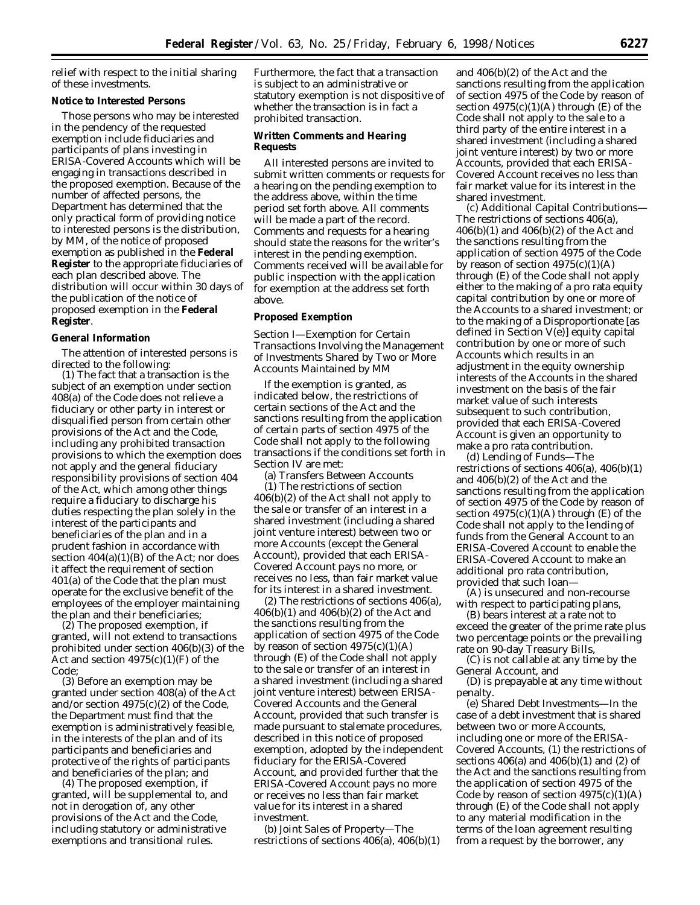relief with respect to the initial sharing of these investments.

**Notice to Interested Persons**

Those persons who may be interested in the pendency of the requested exemption include fiduciaries and participants of plans investing in ERISA-Covered Accounts which will be engaging in transactions described in the proposed exemption. Because of the number of affected persons, the Department has determined that the only practical form of providing notice to interested persons is the distribution, by MM, of the notice of proposed exemption as published in the **Federal Register** to the appropriate fiduciaries of each plan described above. The distribution will occur within 30 days of the publication of the notice of proposed exemption in the **Federal Register**.

**General Information**

The attention of interested persons is directed to the following:

(1) The fact that a transaction is the subject of an exemption under section 408(a) of the Code does not relieve a fiduciary or other party in interest or disqualified person from certain other provisions of the Act and the Code, including any prohibited transaction provisions to which the exemption does not apply and the general fiduciary responsibility provisions of section 404 of the Act, which among other things require a fiduciary to discharge his duties respecting the plan solely in the interest of the participants and beneficiaries of the plan and in a prudent fashion in accordance with section 404(a)(1)(B) of the Act; nor does it affect the requirement of section 401(a) of the Code that the plan must operate for the exclusive benefit of the employees of the employer maintaining the plan and their beneficiaries;

(2) The proposed exemption, if granted, will not extend to transactions prohibited under section 406(b)(3) of the Act and section 4975(c)(1)(F) of the Code;

(3) Before an exemption may be granted under section 408(a) of the Act and/or section 4975(c)(2) of the Code, the Department must find that the exemption is administratively feasible, in the interests of the plan and of its participants and beneficiaries and protective of the rights of participants and beneficiaries of the plan; and

(4) The proposed exemption, if granted, will be supplemental to, and not in derogation of, any other provisions of the Act and the Code, including statutory or administrative exemptions and transitional rules. Furthermore, the fact that a transaction is subject to an administrative or statutory exemption is not dispositive of whether the transaction is in fact a prohibited transaction.

**Written Comments and Hearing Requests**

All interested persons are invited to submit written comments or requests for a hearing on the pending exemption to the address above, within the time period set forth above. All comments will be made a part of the record. Comments and requests for a hearing should state the reasons for the writer's interest in the pending exemption. Comments received will be available for public inspection with the application for exemption at the address set forth above.

**Proposed Exemption**

*Section I—Exemption for Certain Transactions Involving the Management of Investments Shared by Two or More Accounts Maintained by MM*

If the exemption is granted, as indicated below, the restrictions of certain sections of the Act and the sanctions resulting from the application of certain parts of section 4975 of the Code shall not apply to the following transactions if the conditions set forth in Section IV are met:

(a) *Transfers Between Accounts*

(1) The restrictions of section 406(b)(2) of the Act shall not apply to the sale or transfer of an interest in a shared investment (including a shared joint venture interest) between two or more Accounts (except the General Account), provided that each ERISA-Covered Account pays no more, or receives no less, than fair market value for its interest in a shared investment.

(2) The restrictions of sections 406(a), 406(b)(1) and 406(b)(2) of the Act and the sanctions resulting from the application of section 4975 of the Code by reason of section 4975(c)(1)(A) through (E) of the Code shall not apply to the sale or transfer of an interest in a shared investment (including a shared joint venture interest) between ERISA-Covered Accounts and the General Account, provided that such transfer is made pursuant to stalemate procedures, described in this notice of proposed exemption, adopted by the independent fiduciary for the ERISA-Covered Account, and provided further that the ERISA-Covered Account pays no more or receives no less than fair market value for its interest in a shared investment.

(b) *Joint Sales of Property*—The restrictions of sections 406(a), 406(b)(1) and 406(b)(2) of the Act and the sanctions resulting from the application of section 4975 of the Code by reason of section 4975(c)(1)(A) through (E) of the Code shall not apply to the sale to a third party of the entire interest in a shared investment (including a shared joint venture interest) by two or more Accounts, provided that each ERISA-Covered Account receives no less than fair market value for its interest in the shared investment.

(c) *Additional Capital Contributions*—The restrictions of sections 406(a), 406(b)(1) and 406(b)(2) of the Act and the sanctions resulting from the application of section 4975 of the Code by reason of section 4975(c)(1)(A) through (E) of the Code shall not apply either to the making of a pro rata equity capital contribution by one or more of the Accounts to a shared investment; or to the making of a Disproportionate [as defined in Section V(e)] equity capital contribution by one or more of such Accounts which results in an adjustment in the equity ownership interests of the Accounts in the shared investment on the basis of the fair market value of such interests subsequent to such contribution, provided that each ERISA-Covered Account is given an opportunity to make a pro rata contribution.

(d) *Lending of Funds*—The restrictions of sections 406(a), 406(b)(1) and 406(b)(2) of the Act and the sanctions resulting from the application of section 4975 of the Code by reason of section 4975(c)(1)(A) through (E) of the Code shall not apply to the lending of funds from the General Account to an ERISA-Covered Account to enable the ERISA-Covered Account to make an additional pro rata contribution, provided that such loan—

(A) is unsecured and non-recourse with respect to participating plans,

(B) bears interest at a rate not to exceed the greater of the prime rate plus two percentage points or the prevailing rate on 90-day Treasury Bills,

(C) is not callable at any time by the General Account, and

(D) is prepayable at any time without penalty.

(e) *Shared Debt Investments*—In the case of a debt investment that is shared between two or more Accounts, including one or more of the ERISA-Covered Accounts, (1) the restrictions of sections 406(a) and 406(b)(1) and (2) of the Act and the sanctions resulting from the application of section 4975 of the Code by reason of section 4975(c)(1)(A) through (E) of the Code shall not apply to any material modification in the terms of the loan agreement resulting from a request by the borrower, any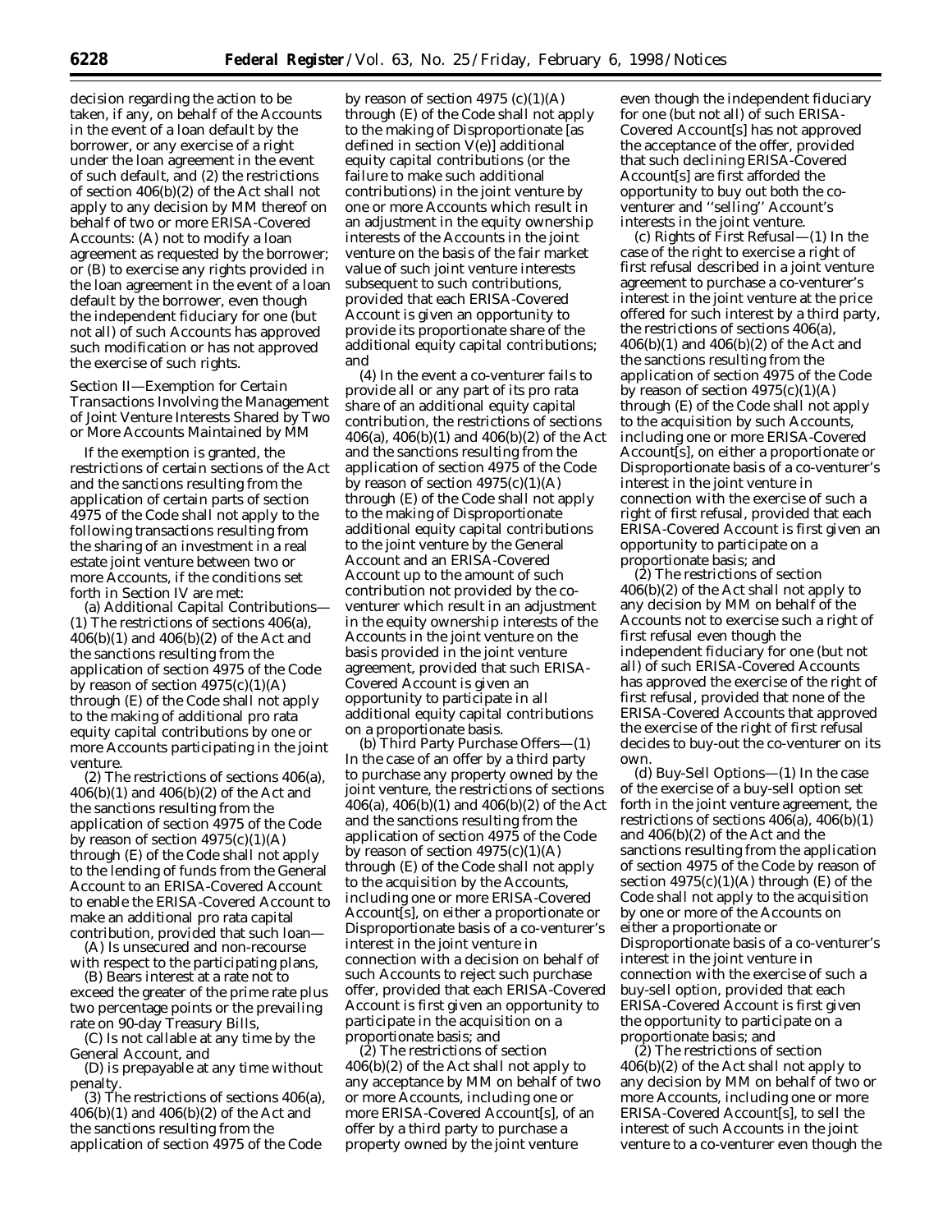decision regarding the action to be taken, if any, on behalf of the Accounts in the event of a loan default by the borrower, or any exercise of a right under the loan agreement in the event of such default, and (2) the restrictions of section 406(b)(2) of the Act shall not apply to any decision by MM thereof on behalf of two or more ERISA-Covered Accounts: (A) not to modify a loan agreement as requested by the borrower; or (B) to exercise any rights provided in the loan agreement in the event of a loan default by the borrower, even though the independent fiduciary for one (but not all) of such Accounts has approved such modification or has not approved the exercise of such rights.

Section II—Exemption for Certain Transactions Involving the Management of Joint Venture Interests Shared by Two or More Accounts Maintained by MM

If the exemption is granted, the restrictions of certain sections of the Act and the sanctions resulting from the application of certain parts of section 4975 of the Code shall not apply to the following transactions resulting from the sharing of an investment in a real estate joint venture between two or more Accounts, if the conditions set forth in Section IV are met:

(a) *Additional Capital Contributions*—(1) The restrictions of sections 406(a), 406(b)(1) and 406(b)(2) of the Act and the sanctions resulting from the application of section 4975 of the Code by reason of section 4975(c)(1)(A) through (E) of the Code shall not apply to the making of additional pro rata equity capital contributions by one or more Accounts participating in the joint venture.

(2) The restrictions of sections 406(a), 406(b)(1) and 406(b)(2) of the Act and the sanctions resulting from the application of section 4975 of the Code by reason of section 4975(c)(1)(A) through (E) of the Code shall not apply to the lending of funds from the General Account to an ERISA-Covered Account to enable the ERISA-Covered Account to make an additional pro rata capital contribution, provided that such loan—

(A) Is unsecured and non-recourse with respect to the participating plans,

(B) Bears interest at a rate not to exceed the greater of the prime rate plus two percentage points or the prevailing rate on 90-day Treasury Bills,

(C) Is not callable at any time by the General Account, and

(D) is prepayable at any time without penalty.

(3) The restrictions of sections 406(a), 406(b)(1) and 406(b)(2) of the Act and the sanctions resulting from the application of section 4975 of the Code by reason of section 4975 (c)(1)(A) through (E) of the Code shall not apply to the making of Disproportionate [as defined in section V(e)] additional equity capital contributions (or the failure to make such additional contributions) in the joint venture by one or more Accounts which result in an adjustment in the equity ownership interests of the Accounts in the joint venture on the basis of the fair market value of such joint venture interests subsequent to such contributions, provided that each ERISA-Covered Account is given an opportunity to provide its proportionate share of the additional equity capital contributions; and

(4) In the event a co-venturer fails to provide all or any part of its pro rata share of an additional equity capital contribution, the restrictions of sections 406(a), 406(b)(1) and 406(b)(2) of the Act and the sanctions resulting from the application of section 4975 of the Code by reason of section 4975(c)(1)(A) through (E) of the Code shall not apply to the making of Disproportionate additional equity capital contributions to the joint venture by the General Account and an ERISA-Covered Account up to the amount of such contribution not provided by the co-venturer which result in an adjustment in the equity ownership interests of the Accounts in the joint venture on the basis provided in the joint venture agreement, provided that such ERISA-Covered Account is given an opportunity to participate in all additional equity capital contributions on a proportionate basis.

(b) *Third Party Purchase Offers*—(1) In the case of an offer by a third party to purchase any property owned by the joint venture, the restrictions of sections 406(a), 406(b)(1) and 406(b)(2) of the Act and the sanctions resulting from the application of section 4975 of the Code by reason of section 4975(c)(1)(A) through (E) of the Code shall not apply to the acquisition by the Accounts, including one or more ERISA-Covered Account[s], on either a proportionate or Disproportionate basis of a co-venturer's interest in the joint venture in connection with a decision on behalf of such Accounts to reject such purchase offer, provided that each ERISA-Covered Account is first given an opportunity to participate in the acquisition on a proportionate basis; and

(2) The restrictions of section 406(b)(2) of the Act shall not apply to any acceptance by MM on behalf of two or more Accounts, including one or more ERISA-Covered Account[s], of an offer by a third party to purchase a property owned by the joint venture even though the independent fiduciary for one (but not all) of such ERISA-Covered Account[s] has not approved the acceptance of the offer, provided that such declining ERISA-Covered Account[s] are first afforded the opportunity to buy out both the co-venturer and "selling" Account's interests in the joint venture.

(c) *Rights of First Refusal*—(1) In the case of the right to exercise a right of first refusal described in a joint venture agreement to purchase a co-venturer's interest in the joint venture at the price offered for such interest by a third party, the restrictions of sections 406(a), 406(b)(1) and 406(b)(2) of the Act and the sanctions resulting from the application of section 4975 of the Code by reason of section 4975(c)(1)(A) through (E) of the Code shall not apply to the acquisition by such Accounts, including one or more ERISA-Covered Account[s], on either a proportionate or Disproportionate basis of a co-venturer's interest in the joint venture in connection with the exercise of such a right of first refusal, provided that each ERISA-Covered Account is first given an opportunity to participate on a proportionate basis; and

(2) The restrictions of section 406(b)(2) of the Act shall not apply to any decision by MM on behalf of the Accounts not to exercise such a right of first refusal even though the independent fiduciary for one (but not all) of such ERISA-Covered Accounts has approved the exercise of the right of first refusal, provided that none of the ERISA-Covered Accounts that approved the exercise of the right of first refusal decides to buy-out the co-venturer on its own.

(d) *Buy-Sell Options*—(1) In the case of the exercise of a buy-sell option set forth in the joint venture agreement, the restrictions of sections 406(a), 406(b)(1) and 406(b)(2) of the Act and the sanctions resulting from the application of section 4975 of the Code by reason of section 4975(c)(1)(A) through (E) of the Code shall not apply to the acquisition by one or more of the Accounts on either a proportionate or Disproportionate basis of a co-venturer's interest in the joint venture in connection with the exercise of such a buy-sell option, provided that each ERISA-Covered Account is first given the opportunity to participate on a proportionate basis; and

(2) The restrictions of section 406(b)(2) of the Act shall not apply to any decision by MM on behalf of two or more Accounts, including one or more ERISA-Covered Account[s], to sell the interest of such Accounts in the joint venture to a co-venturer even though the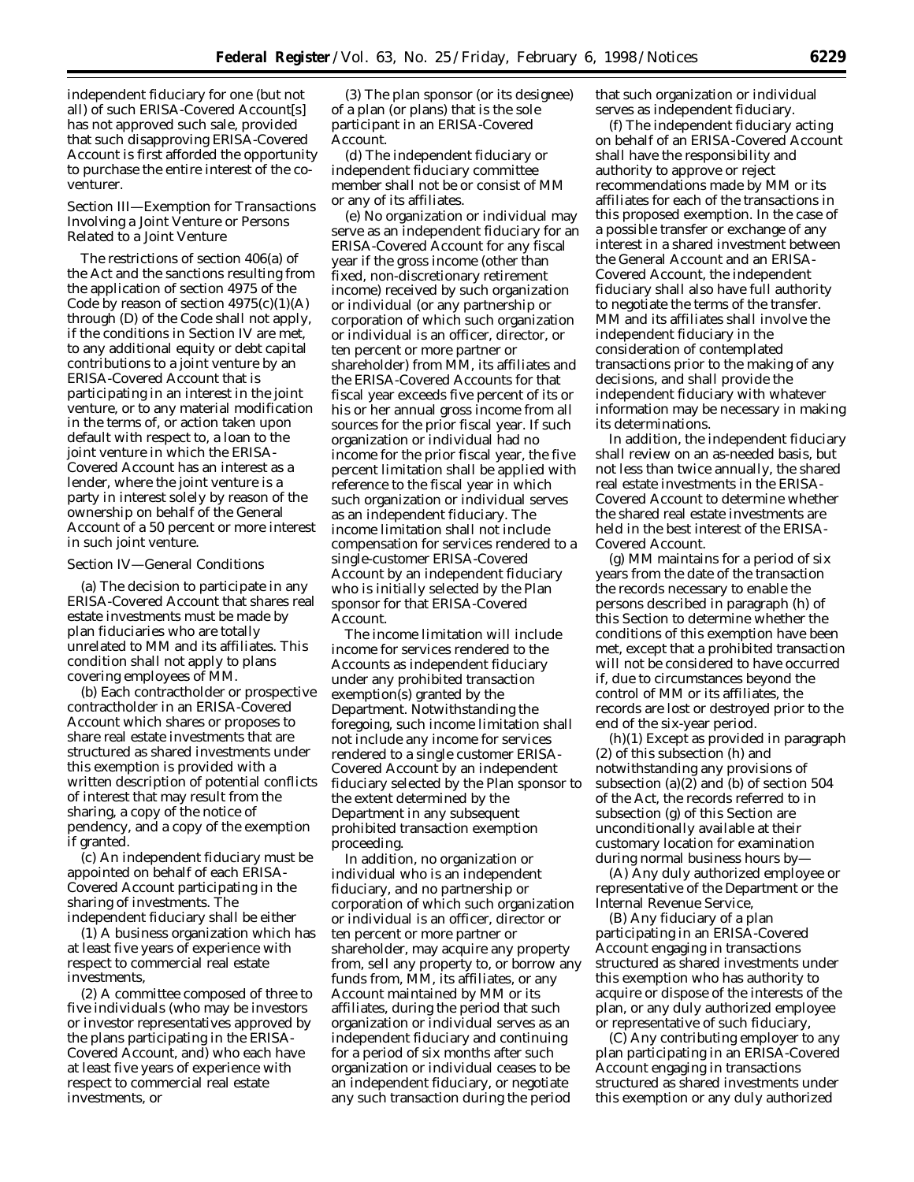independent fiduciary for one (but not all) of such ERISA-Covered Account[s] has not approved such sale, provided that such disapproving ERISA-Covered Account is first afforded the opportunity to purchase the entire interest of the co-venturer.

### Section III—Exemption for Transactions Involving a Joint Venture or Persons Related to a Joint Venture

The restrictions of section 406(a) of the Act and the sanctions resulting from the application of section 4975 of the Code by reason of section 4975(c)(1)(A) through (D) of the Code shall not apply, if the conditions in Section IV are met, to any additional equity or debt capital contributions to a joint venture by an ERISA-Covered Account that is participating in an interest in the joint venture, or to any material modification in the terms of, or action taken upon default with respect to, a loan to the joint venture in which the ERISA-Covered Account has an interest as a lender, where the joint venture is a party in interest solely by reason of the ownership on behalf of the General Account of a 50 percent or more interest in such joint venture.

### Section IV—General Conditions

(a) The decision to participate in any ERISA-Covered Account that shares real estate investments must be made by plan fiduciaries who are totally unrelated to MM and its affiliates. This condition shall not apply to plans covering employees of MM.

(b) Each contractholder or prospective contractholder in an ERISA-Covered Account which shares or proposes to share real estate investments that are structured as shared investments under this exemption is provided with a written description of potential conflicts of interest that may result from the sharing, a copy of the notice of pendency, and a copy of the exemption if granted.

(c) An independent fiduciary must be appointed on behalf of each ERISA-Covered Account participating in the sharing of investments. The independent fiduciary shall be either

(1) A business organization which has at least five years of experience with respect to commercial real estate investments,

(2) A committee composed of three to five individuals (who may be investors or investor representatives approved by the plans participating in the ERISA-Covered Account, and) who each have at least five years of experience with respect to commercial real estate investments, or

(3) The plan sponsor (or its designee) of a plan (or plans) that is the sole participant in an ERISA-Covered Account.

(d) The independent fiduciary or independent fiduciary committee member shall not be or consist of MM or any of its affiliates.

(e) No organization or individual may serve as an independent fiduciary for an ERISA-Covered Account for any fiscal year if the gross income (other than fixed, non-discretionary retirement income) received by such organization or individual (or any partnership or corporation of which such organization or individual is an officer, director, or ten percent or more partner or shareholder) from MM, its affiliates and the ERISA-Covered Accounts for that fiscal year exceeds five percent of its or his or her annual gross income from all sources for the prior fiscal year. If such organization or individual had no income for the prior fiscal year, the five percent limitation shall be applied with reference to the fiscal year in which such organization or individual serves as an independent fiduciary. The income limitation shall not include compensation for services rendered to a single-customer ERISA-Covered Account by an independent fiduciary who is initially selected by the Plan sponsor for that ERISA-Covered Account.

The income limitation will include income for services rendered to the Accounts as independent fiduciary under any prohibited transaction exemption(s) granted by the Department. Notwithstanding the foregoing, such income limitation shall not include any income for services rendered to a single customer ERISA-Covered Account by an independent fiduciary selected by the Plan sponsor to the extent determined by the Department in any subsequent prohibited transaction exemption proceeding.

In addition, no organization or individual who is an independent fiduciary, and no partnership or corporation of which such organization or individual is an officer, director or ten percent or more partner or shareholder, may acquire any property from, sell any property to, or borrow any funds from, MM, its affiliates, or any Account maintained by MM or its affiliates, during the period that such organization or individual serves as an independent fiduciary and continuing for a period of six months after such organization or individual ceases to be an independent fiduciary, or negotiate any such transaction during the period that such organization or individual serves as independent fiduciary.

(f) The independent fiduciary acting on behalf of an ERISA-Covered Account shall have the responsibility and authority to approve or reject recommendations made by MM or its affiliates for each of the transactions in this proposed exemption. In the case of a possible transfer or exchange of any interest in a shared investment between the General Account and an ERISA-Covered Account, the independent fiduciary shall also have full authority to negotiate the terms of the transfer. MM and its affiliates shall involve the independent fiduciary in the consideration of contemplated transactions prior to the making of any decisions, and shall provide the independent fiduciary with whatever information may be necessary in making its determinations.

In addition, the independent fiduciary shall review on an as-needed basis, but not less than twice annually, the shared real estate investments in the ERISA-Covered Account to determine whether the shared real estate investments are held in the best interest of the ERISA-Covered Account.

(g) MM maintains for a period of six years from the date of the transaction the records necessary to enable the persons described in paragraph (h) of this Section to determine whether the conditions of this exemption have been met, except that a prohibited transaction will not be considered to have occurred if, due to circumstances beyond the control of MM or its affiliates, the records are lost or destroyed prior to the end of the six-year period.

(h)(1) Except as provided in paragraph (2) of this subsection (h) and notwithstanding any provisions of subsection (a)(2) and (b) of section 504 of the Act, the records referred to in subsection (g) of this Section are unconditionally available at their customary location for examination during normal business hours by—

(A) Any duly authorized employee or representative of the Department or the Internal Revenue Service,

(B) Any fiduciary of a plan participating in an ERISA-Covered Account engaging in transactions structured as shared investments under this exemption who has authority to acquire or dispose of the interests of the plan, or any duly authorized employee or representative of such fiduciary,

(C) Any contributing employer to any plan participating in an ERISA-Covered Account engaging in transactions structured as shared investments under this exemption or any duly authorized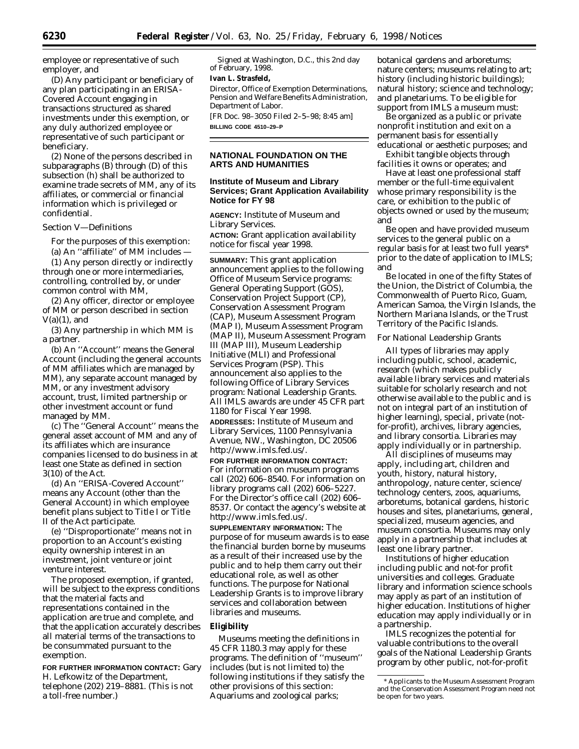employee or representative of such employer, and

(D) Any participant or beneficiary of any plan participating in an ERISA-Covered Account engaging in transactions structured as shared investments under this exemption, or any duly authorized employee or representative of such participant or beneficiary.

(2) None of the persons described in subparagraphs (B) through (D) of this subsection (h) shall be authorized to examine trade secrets of MM, any of its affiliates, or commercial or financial information which is privileged or confidential.

Section V—Definitions

For the purposes of this exemption:

(a) An ''affiliate'' of MM includes —

(1) Any person directly or indirectly through one or more intermediaries, controlling, controlled by, or under common control with MM,

(2) Any officer, director or employee of MM or person described in section V(a)(1), and

(3) Any partnership in which MM is a partner.

(b) An ''Account'' means the General Account (including the general accounts of MM affiliates which are managed by MM), any separate account managed by MM, or any investment advisory account, trust, limited partnership or other investment account or fund managed by MM.

(c) The ''General Account'' means the general asset account of MM and any of its affiliates which are insurance companies licensed to do business in at least one State as defined in section 3(10) of the Act.

(d) An ''ERISA-Covered Account'' means any Account (other than the General Account) in which employee benefit plans subject to Title I or Title II of the Act participate.

(e) ''Disproportionate'' means not in proportion to an Account's existing equity ownership interest in an investment, joint venture or joint venture interest.

The proposed exemption, if granted, will be subject to the express conditions that the material facts and representations contained in the application are true and complete, and that the application accurately describes all material terms of the transactions to be consummated pursuant to the exemption.

**FOR FURTHER INFORMATION CONTACT:** Gary H. Lefkowitz of the Department, telephone (202) 219–8881. (This is not a toll-free number.)

Signed at Washington, D.C., this 2nd day of February, 1998.

**Ivan L. Strasfeld,**

*Director, Office of Exemption Determinations, Pension and Welfare Benefits Administration, Department of Labor.*

[FR Doc. 98–3050 Filed 2–5–98; 8:45 am]

**BILLING CODE 4510–29–P**

## NATIONAL FOUNDATION ON THE ARTS AND HUMANITIES

### Institute of Museum and Library Services; Grant Application Availability Notice for FY 98

**AGENCY:** Institute of Museum and Library Services.

**ACTION:** Grant application availability notice for fiscal year 1998.

**SUMMARY:** This grant application announcement applies to the following Office of Museum Service programs: General Operating Support (GOS), Conservation Project Support (CP), Conservation Assessment Program (CAP), Museum Assessment Program (MAP I), Museum Assessment Program (MAP II), Museum Assessment Program III (MAP III), Museum Leadership Initiative (MLI) and Professional Services Program (PSP). This announcement also applies to the following Office of Library Services program: National Leadership Grants. All IMLS awards are under 45 CFR part 1180 for Fiscal Year 1998.

**ADDRESSES:** Institute of Museum and Library Services, 1100 Pennsylvania Avenue, NW., Washington, DC 20506 http://www.imls.fed.us/.

**FOR FURTHER INFORMATION CONTACT:** For information on museum programs call (202) 606–8540. For information on library programs call (202) 606–5227. For the Director's office call (202) 606–8537. Or contact the agency's website at http://www.imls.fed.us/.

**SUPPLEMENTARY INFORMATION:** The purpose of for museum awards is to ease the financial burden borne by museums as a result of their increased use by the public and to help them carry out their educational role, as well as other functions. The purpose for National Leadership Grants is to improve library services and collaboration between libraries and museums.

**Eligibility**

Museums meeting the definitions in 45 CFR 1180.3 may apply for these programs. The definition of ''museum'' includes (but is not limited to) the following institutions if they satisfy the other provisions of this section: Aquariums and zoological parks; botanical gardens and arboretums; nature centers; museums relating to art; history (including historic buildings); natural history; science and technology; and planetariums. To be eligible for support from IMLS a museum must:

Be organized as a public or private nonprofit institution and exit on a permanent basis for essentially educational or aesthetic purposes; and

Exhibit tangible objects through facilities it owns or operates; and

Have at least one professional staff member or the full-time equivalent whose primary responsibility is the care, or exhibition to the public of objects owned or used by the museum; and

Be open and have provided museum services to the general public on a regular basis for at least two full years* prior to the date of application to IMLS; and

Be located in one of the fifty States of the Union, the District of Columbia, the Commonwealth of Puerto Rico, Guam, American Samoa, the Virgin Islands, the Northern Mariana Islands, or the Trust Territory of the Pacific Islands.

*For National Leadership Grants*

All types of libraries may apply including public, school, academic, research (which makes publicly available library services and materials suitable for scholarly research and not otherwise available to the public and is not on integral part of an institution of higher learning), special, private (not-for-profit), archives, library agencies, and library consortia. Libraries may apply individually or in partnership.

All disciplines of museums may apply, including art, children and youth, history, natural history, anthropology, nature center, science/technology centers, zoos, aquariums, arboretums, botanical gardens, historic houses and sites, planetariums, general, specialized, museum agencies, and museum consortia. Museums may only apply in a partnership that includes at least one library partner.

Institutions of higher education including public and not-for profit universities and colleges. Graduate library and information science schools may apply as part of an institution of higher education. Institutions of higher education may apply individually or in a partnership.

IMLS recognizes the potential for valuable contributions to the overall goals of the National Leadership Grants program by other public, not-for-profit

\* Applicants to the Museum Assessment Program and the Conservation Assessment Program need not be open for two years.